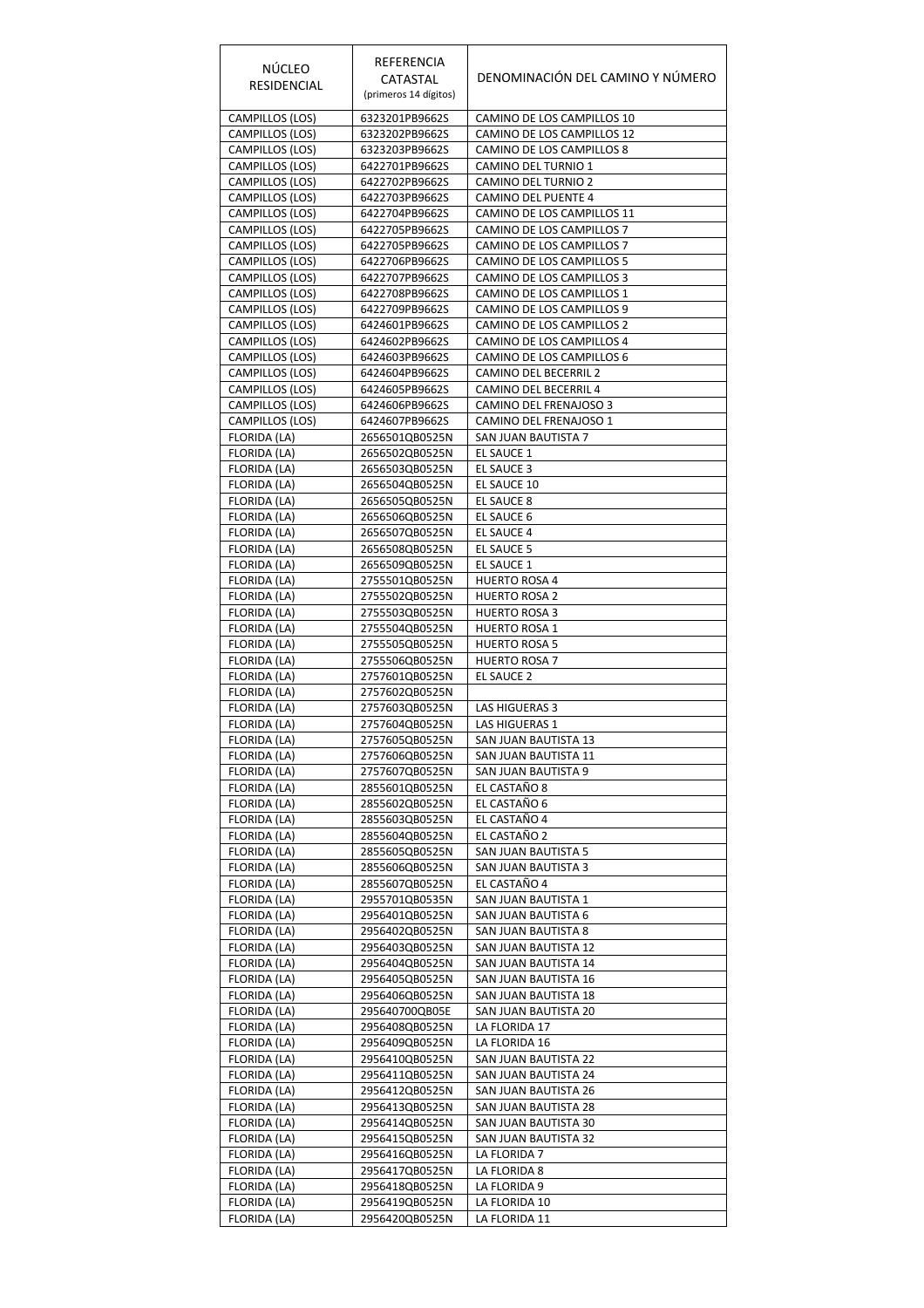| NÚCLEO RESIDENCIAL | REFERENCIA CATASTAL (primeros 14 dígitos) | DENOMINACIÓN DEL CAMINO Y NÚMERO |
|---|---|---|
| CAMPILLOS (LOS) | 6323201PB9662S | CAMINO DE LOS CAMPILLOS 10 |
| CAMPILLOS (LOS) | 6323202PB9662S | CAMINO DE LOS CAMPILLOS 12 |
| CAMPILLOS (LOS) | 6323203PB9662S | CAMINO DE LOS CAMPILLOS 8 |
| CAMPILLOS (LOS) | 6422701PB9662S | CAMINO DEL TURNIO 1 |
| CAMPILLOS (LOS) | 6422702PB9662S | CAMINO DEL TURNIO 2 |
| CAMPILLOS (LOS) | 6422703PB9662S | CAMINO DEL PUENTE 4 |
| CAMPILLOS (LOS) | 6422704PB9662S | CAMINO DE LOS CAMPILLOS 11 |
| CAMPILLOS (LOS) | 6422705PB9662S | CAMINO DE LOS CAMPILLOS 7 |
| CAMPILLOS (LOS) | 6422705PB9662S | CAMINO DE LOS CAMPILLOS 7 |
| CAMPILLOS (LOS) | 6422706PB9662S | CAMINO DE LOS CAMPILLOS 5 |
| CAMPILLOS (LOS) | 6422707PB9662S | CAMINO DE LOS CAMPILLOS 3 |
| CAMPILLOS (LOS) | 6422708PB9662S | CAMINO DE LOS CAMPILLOS 1 |
| CAMPILLOS (LOS) | 6422709PB9662S | CAMINO DE LOS CAMPILLOS 9 |
| CAMPILLOS (LOS) | 6424601PB9662S | CAMINO DE LOS CAMPILLOS 2 |
| CAMPILLOS (LOS) | 6424602PB9662S | CAMINO DE LOS CAMPILLOS 4 |
| CAMPILLOS (LOS) | 6424603PB9662S | CAMINO DE LOS CAMPILLOS 6 |
| CAMPILLOS (LOS) | 6424604PB9662S | CAMINO DEL BECERRIL 2 |
| CAMPILLOS (LOS) | 6424605PB9662S | CAMINO DEL BECERRIL 4 |
| CAMPILLOS (LOS) | 6424606PB9662S | CAMINO DEL FRENAJOSO 3 |
| CAMPILLOS (LOS) | 6424607PB9662S | CAMINO DEL FRENAJOSO 1 |
| FLORIDA (LA) | 2656501QB0525N | SAN JUAN BAUTISTA 7 |
| FLORIDA (LA) | 2656502QB0525N | EL SAUCE 1 |
| FLORIDA (LA) | 2656503QB0525N | EL SAUCE 3 |
| FLORIDA (LA) | 2656504QB0525N | EL SAUCE 10 |
| FLORIDA (LA) | 2656505QB0525N | EL SAUCE 8 |
| FLORIDA (LA) | 2656506QB0525N | EL SAUCE 6 |
| FLORIDA (LA) | 2656507QB0525N | EL SAUCE 4 |
| FLORIDA (LA) | 2656508QB0525N | EL SAUCE 5 |
| FLORIDA (LA) | 2656509QB0525N | EL SAUCE 1 |
| FLORIDA (LA) | 2755501QB0525N | HUERTO ROSA 4 |
| FLORIDA (LA) | 2755502QB0525N | HUERTO ROSA 2 |
| FLORIDA (LA) | 2755503QB0525N | HUERTO ROSA 3 |
| FLORIDA (LA) | 2755504QB0525N | HUERTO ROSA 1 |
| FLORIDA (LA) | 2755505QB0525N | HUERTO ROSA 5 |
| FLORIDA (LA) | 2755506QB0525N | HUERTO ROSA 7 |
| FLORIDA (LA) | 2757601QB0525N | EL SAUCE 2 |
| FLORIDA (LA) | 2757602QB0525N | |
| FLORIDA (LA) | 2757603QB0525N | LAS HIGUERAS 3 |
| FLORIDA (LA) | 2757604QB0525N | LAS HIGUERAS 1 |
| FLORIDA (LA) | 2757605QB0525N | SAN JUAN BAUTISTA 13 |
| FLORIDA (LA) | 2757606QB0525N | SAN JUAN BAUTISTA 11 |
| FLORIDA (LA) | 2757607QB0525N | SAN JUAN BAUTISTA 9 |
| FLORIDA (LA) | 2855601QB0525N | EL CASTAÑO 8 |
| FLORIDA (LA) | 2855602QB0525N | EL CASTAÑO 6 |
| FLORIDA (LA) | 2855603QB0525N | EL CASTAÑO 4 |
| FLORIDA (LA) | 2855604QB0525N | EL CASTAÑO 2 |
| FLORIDA (LA) | 2855605QB0525N | SAN JUAN BAUTISTA 5 |
| FLORIDA (LA) | 2855606QB0525N | SAN JUAN BAUTISTA 3 |
| FLORIDA (LA) | 2855607QB0525N | EL CASTAÑO 4 |
| FLORIDA (LA) | 2955701QB0535N | SAN JUAN BAUTISTA 1 |
| FLORIDA (LA) | 2956401QB0525N | SAN JUAN BAUTISTA 6 |
| FLORIDA (LA) | 2956402QB0525N | SAN JUAN BAUTISTA 8 |
| FLORIDA (LA) | 2956403QB0525N | SAN JUAN BAUTISTA 12 |
| FLORIDA (LA) | 2956404QB0525N | SAN JUAN BAUTISTA 14 |
| FLORIDA (LA) | 2956405QB0525N | SAN JUAN BAUTISTA 16 |
| FLORIDA (LA) | 2956406QB0525N | SAN JUAN BAUTISTA 18 |
| FLORIDA (LA) | 295640700QB05E | SAN JUAN BAUTISTA 20 |
| FLORIDA (LA) | 2956408QB0525N | LA FLORIDA 17 |
| FLORIDA (LA) | 2956409QB0525N | LA FLORIDA 16 |
| FLORIDA (LA) | 2956410QB0525N | SAN JUAN BAUTISTA 22 |
| FLORIDA (LA) | 2956411QB0525N | SAN JUAN BAUTISTA 24 |
| FLORIDA (LA) | 2956412QB0525N | SAN JUAN BAUTISTA 26 |
| FLORIDA (LA) | 2956413QB0525N | SAN JUAN BAUTISTA 28 |
| FLORIDA (LA) | 2956414QB0525N | SAN JUAN BAUTISTA 30 |
| FLORIDA (LA) | 2956415QB0525N | SAN JUAN BAUTISTA 32 |
| FLORIDA (LA) | 2956416QB0525N | LA FLORIDA 7 |
| FLORIDA (LA) | 2956417QB0525N | LA FLORIDA 8 |
| FLORIDA (LA) | 2956418QB0525N | LA FLORIDA 9 |
| FLORIDA (LA) | 2956419QB0525N | LA FLORIDA 10 |
| FLORIDA (LA) | 2956420QB0525N | LA FLORIDA 11 |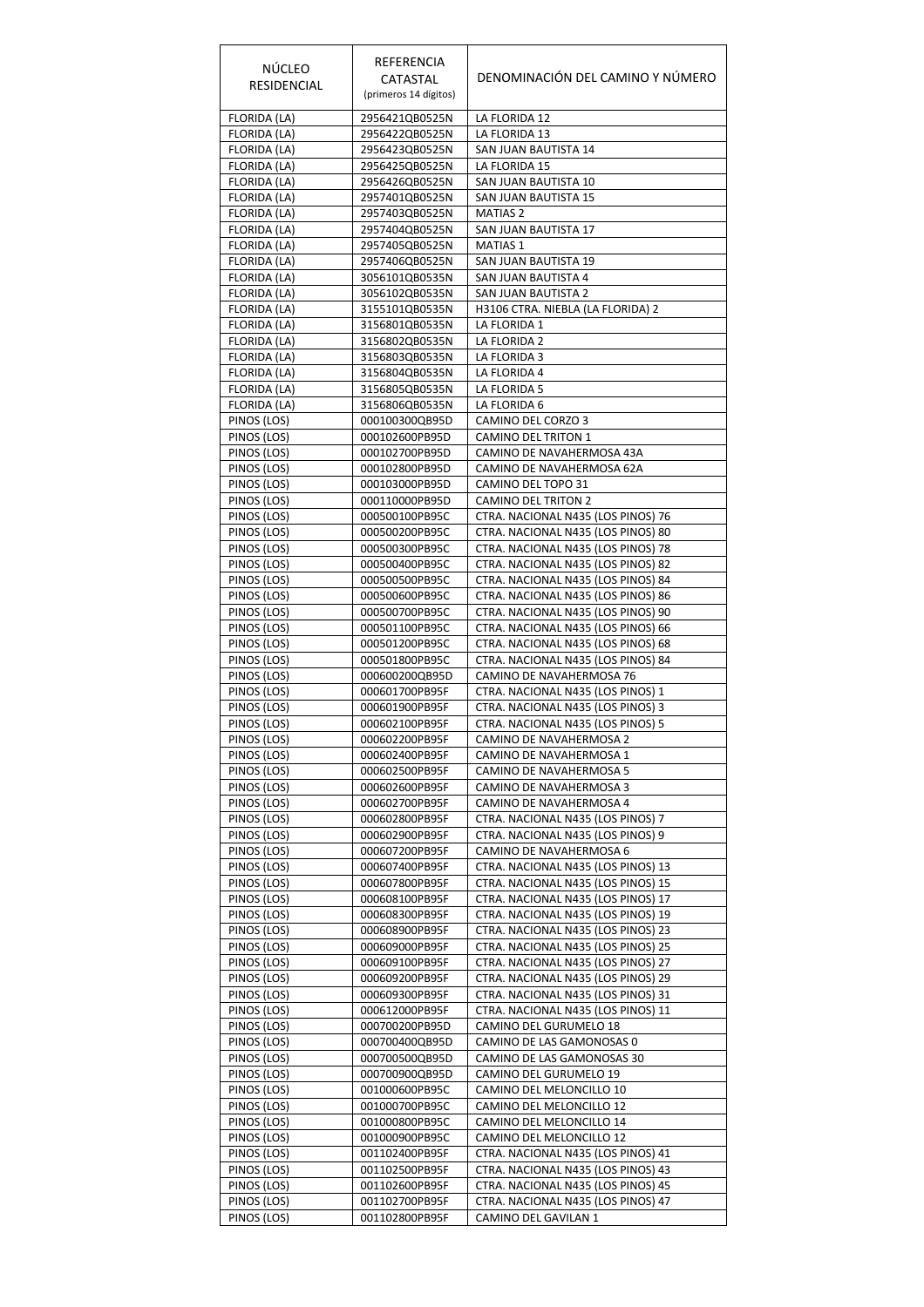| NÚCLEO RESIDENCIAL | REFERENCIA CATASTAL (primeros 14 dígitos) | DENOMINACIÓN DEL CAMINO Y NÚMERO |
|---|---|---|
| FLORIDA (LA) | 2956421QB0525N | LA FLORIDA 12 |
| FLORIDA (LA) | 2956422QB0525N | LA FLORIDA 13 |
| FLORIDA (LA) | 2956423QB0525N | SAN JUAN BAUTISTA 14 |
| FLORIDA (LA) | 2956425QB0525N | LA FLORIDA 15 |
| FLORIDA (LA) | 2956426QB0525N | SAN JUAN BAUTISTA 10 |
| FLORIDA (LA) | 2957401QB0525N | SAN JUAN BAUTISTA 15 |
| FLORIDA (LA) | 2957403QB0525N | MATIAS 2 |
| FLORIDA (LA) | 2957404QB0525N | SAN JUAN BAUTISTA 17 |
| FLORIDA (LA) | 2957405QB0525N | MATIAS 1 |
| FLORIDA (LA) | 2957406QB0525N | SAN JUAN BAUTISTA 19 |
| FLORIDA (LA) | 3056101QB0535N | SAN JUAN BAUTISTA 4 |
| FLORIDA (LA) | 3056102QB0535N | SAN JUAN BAUTISTA 2 |
| FLORIDA (LA) | 3155101QB0535N | H3106 CTRA. NIEBLA (LA FLORIDA) 2 |
| FLORIDA (LA) | 3156801QB0535N | LA FLORIDA 1 |
| FLORIDA (LA) | 3156802QB0535N | LA FLORIDA 2 |
| FLORIDA (LA) | 3156803QB0535N | LA FLORIDA 3 |
| FLORIDA (LA) | 3156804QB0535N | LA FLORIDA 4 |
| FLORIDA (LA) | 3156805QB0535N | LA FLORIDA 5 |
| FLORIDA (LA) | 3156806QB0535N | LA FLORIDA 6 |
| PINOS (LOS) | 000100300QB95D | CAMINO DEL CORZO 3 |
| PINOS (LOS) | 000102600PB95D | CAMINO DEL TRITON 1 |
| PINOS (LOS) | 000102700PB95D | CAMINO DE NAVAHERMOSA 43A |
| PINOS (LOS) | 000102800PB95D | CAMINO DE NAVAHERMOSA 62A |
| PINOS (LOS) | 000103000PB95D | CAMINO DEL TOPO 31 |
| PINOS (LOS) | 000110000PB95D | CAMINO DEL TRITON 2 |
| PINOS (LOS) | 000500100PB95C | CTRA. NACIONAL N435 (LOS PINOS) 76 |
| PINOS (LOS) | 000500200PB95C | CTRA. NACIONAL N435 (LOS PINOS) 80 |
| PINOS (LOS) | 000500300PB95C | CTRA. NACIONAL N435 (LOS PINOS) 78 |
| PINOS (LOS) | 000500400PB95C | CTRA. NACIONAL N435 (LOS PINOS) 82 |
| PINOS (LOS) | 000500500PB95C | CTRA. NACIONAL N435 (LOS PINOS) 84 |
| PINOS (LOS) | 000500600PB95C | CTRA. NACIONAL N435 (LOS PINOS) 86 |
| PINOS (LOS) | 000500700PB95C | CTRA. NACIONAL N435 (LOS PINOS) 90 |
| PINOS (LOS) | 000501100PB95C | CTRA. NACIONAL N435 (LOS PINOS) 66 |
| PINOS (LOS) | 000501200PB95C | CTRA. NACIONAL N435 (LOS PINOS) 68 |
| PINOS (LOS) | 000501800PB95C | CTRA. NACIONAL N435 (LOS PINOS) 84 |
| PINOS (LOS) | 000600200QB95D | CAMINO DE NAVAHERMOSA 76 |
| PINOS (LOS) | 000601700PB95F | CTRA. NACIONAL N435 (LOS PINOS) 1 |
| PINOS (LOS) | 000601900PB95F | CTRA. NACIONAL N435 (LOS PINOS) 3 |
| PINOS (LOS) | 000602100PB95F | CTRA. NACIONAL N435 (LOS PINOS) 5 |
| PINOS (LOS) | 000602200PB95F | CAMINO DE NAVAHERMOSA 2 |
| PINOS (LOS) | 000602400PB95F | CAMINO DE NAVAHERMOSA 1 |
| PINOS (LOS) | 000602500PB95F | CAMINO DE NAVAHERMOSA 5 |
| PINOS (LOS) | 000602600PB95F | CAMINO DE NAVAHERMOSA 3 |
| PINOS (LOS) | 000602700PB95F | CAMINO DE NAVAHERMOSA 4 |
| PINOS (LOS) | 000602800PB95F | CTRA. NACIONAL N435 (LOS PINOS) 7 |
| PINOS (LOS) | 000602900PB95F | CTRA. NACIONAL N435 (LOS PINOS) 9 |
| PINOS (LOS) | 000607200PB95F | CAMINO DE NAVAHERMOSA 6 |
| PINOS (LOS) | 000607400PB95F | CTRA. NACIONAL N435 (LOS PINOS) 13 |
| PINOS (LOS) | 000607800PB95F | CTRA. NACIONAL N435 (LOS PINOS) 15 |
| PINOS (LOS) | 000608100PB95F | CTRA. NACIONAL N435 (LOS PINOS) 17 |
| PINOS (LOS) | 000608300PB95F | CTRA. NACIONAL N435 (LOS PINOS) 19 |
| PINOS (LOS) | 000608900PB95F | CTRA. NACIONAL N435 (LOS PINOS) 23 |
| PINOS (LOS) | 000609000PB95F | CTRA. NACIONAL N435 (LOS PINOS) 25 |
| PINOS (LOS) | 000609100PB95F | CTRA. NACIONAL N435 (LOS PINOS) 27 |
| PINOS (LOS) | 000609200PB95F | CTRA. NACIONAL N435 (LOS PINOS) 29 |
| PINOS (LOS) | 000609300PB95F | CTRA. NACIONAL N435 (LOS PINOS) 31 |
| PINOS (LOS) | 000612000PB95F | CTRA. NACIONAL N435 (LOS PINOS) 11 |
| PINOS (LOS) | 000700200PB95D | CAMINO DEL GURUMELO 18 |
| PINOS (LOS) | 000700400QB95D | CAMINO DE LAS GAMONOSAS 0 |
| PINOS (LOS) | 000700500QB95D | CAMINO DE LAS GAMONOSAS 30 |
| PINOS (LOS) | 000700900QB95D | CAMINO DEL GURUMELO 19 |
| PINOS (LOS) | 001000600PB95C | CAMINO DEL MELONCILLO 10 |
| PINOS (LOS) | 001000700PB95C | CAMINO DEL MELONCILLO 12 |
| PINOS (LOS) | 001000800PB95C | CAMINO DEL MELONCILLO 14 |
| PINOS (LOS) | 001000900PB95C | CAMINO DEL MELONCILLO 12 |
| PINOS (LOS) | 001102400PB95F | CTRA. NACIONAL N435 (LOS PINOS) 41 |
| PINOS (LOS) | 001102500PB95F | CTRA. NACIONAL N435 (LOS PINOS) 43 |
| PINOS (LOS) | 001102600PB95F | CTRA. NACIONAL N435 (LOS PINOS) 45 |
| PINOS (LOS) | 001102700PB95F | CTRA. NACIONAL N435 (LOS PINOS) 47 |
| PINOS (LOS) | 001102800PB95F | CAMINO DEL GAVILAN 1 |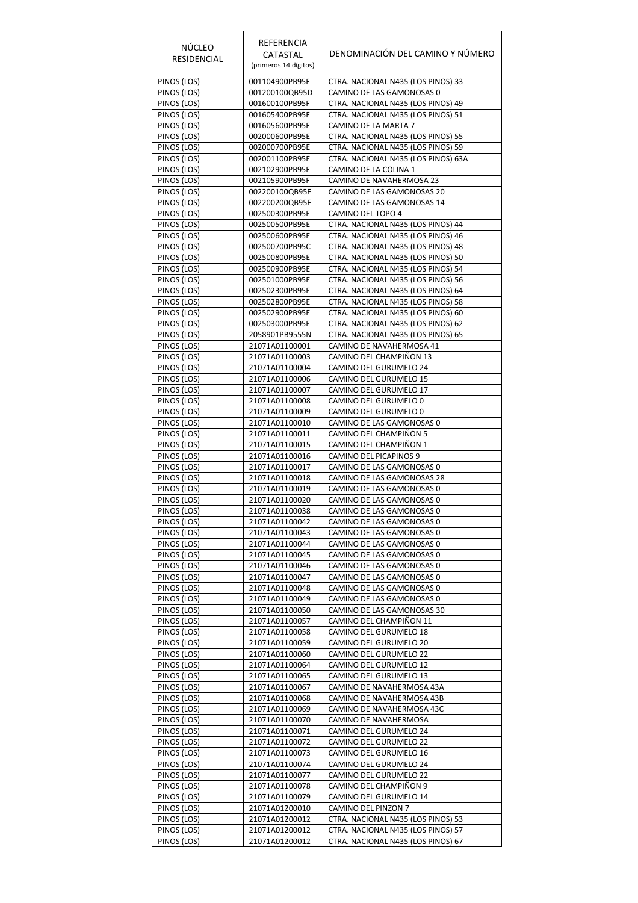| NÚCLEO RESIDENCIAL | REFERENCIA CATASTAL (primeros 14 dígitos) | DENOMINACIÓN DEL CAMINO Y NÚMERO |
|---|---|---|
| PINOS (LOS) | 001104900PB95F | CTRA. NACIONAL N435 (LOS PINOS) 33 |
| PINOS (LOS) | 001200100QB95D | CAMINO DE LAS GAMONOSAS 0 |
| PINOS (LOS) | 001600100PB95F | CTRA. NACIONAL N435 (LOS PINOS) 49 |
| PINOS (LOS) | 001605400PB95F | CTRA. NACIONAL N435 (LOS PINOS) 51 |
| PINOS (LOS) | 001605600PB95F | CAMINO DE LA MARTA 7 |
| PINOS (LOS) | 002000600PB95E | CTRA. NACIONAL N435 (LOS PINOS) 55 |
| PINOS (LOS) | 002000700PB95E | CTRA. NACIONAL N435 (LOS PINOS) 59 |
| PINOS (LOS) | 002001100PB95E | CTRA. NACIONAL N435 (LOS PINOS) 63A |
| PINOS (LOS) | 002102900PB95F | CAMINO DE LA COLINA 1 |
| PINOS (LOS) | 002105900PB95F | CAMINO DE NAVAHERMOSA 23 |
| PINOS (LOS) | 002200100QB95F | CAMINO DE LAS GAMONOSAS 20 |
| PINOS (LOS) | 002200200QB95F | CAMINO DE LAS GAMONOSAS 14 |
| PINOS (LOS) | 002500300PB95E | CAMINO DEL TOPO 4 |
| PINOS (LOS) | 002500500PB95E | CTRA. NACIONAL N435 (LOS PINOS) 44 |
| PINOS (LOS) | 002500600PB95E | CTRA. NACIONAL N435 (LOS PINOS) 46 |
| PINOS (LOS) | 002500700PB95C | CTRA. NACIONAL N435 (LOS PINOS) 48 |
| PINOS (LOS) | 002500800PB95E | CTRA. NACIONAL N435 (LOS PINOS) 50 |
| PINOS (LOS) | 002500900PB95E | CTRA. NACIONAL N435 (LOS PINOS) 54 |
| PINOS (LOS) | 002501000PB95E | CTRA. NACIONAL N435 (LOS PINOS) 56 |
| PINOS (LOS) | 002502300PB95E | CTRA. NACIONAL N435 (LOS PINOS) 64 |
| PINOS (LOS) | 002502800PB95E | CTRA. NACIONAL N435 (LOS PINOS) 58 |
| PINOS (LOS) | 002502900PB95E | CTRA. NACIONAL N435 (LOS PINOS) 60 |
| PINOS (LOS) | 002503000PB95E | CTRA. NACIONAL N435 (LOS PINOS) 62 |
| PINOS (LOS) | 2058901PB9555N | CTRA. NACIONAL N435 (LOS PINOS) 65 |
| PINOS (LOS) | 21071A01100001 | CAMINO DE NAVAHERMOSA 41 |
| PINOS (LOS) | 21071A01100003 | CAMINO DEL CHAMPIÑON 13 |
| PINOS (LOS) | 21071A01100004 | CAMINO DEL GURUMELO 24 |
| PINOS (LOS) | 21071A01100006 | CAMINO DEL GURUMELO 15 |
| PINOS (LOS) | 21071A01100007 | CAMINO DEL GURUMELO 17 |
| PINOS (LOS) | 21071A01100008 | CAMINO DEL GURUMELO 0 |
| PINOS (LOS) | 21071A01100009 | CAMINO DEL GURUMELO 0 |
| PINOS (LOS) | 21071A01100010 | CAMINO DE LAS GAMONOSAS 0 |
| PINOS (LOS) | 21071A01100011 | CAMINO DEL CHAMPIÑON 5 |
| PINOS (LOS) | 21071A01100015 | CAMINO DEL CHAMPIÑON 1 |
| PINOS (LOS) | 21071A01100016 | CAMINO DEL PICAPINOS 9 |
| PINOS (LOS) | 21071A01100017 | CAMINO DE LAS GAMONOSAS 0 |
| PINOS (LOS) | 21071A01100018 | CAMINO DE LAS GAMONOSAS 28 |
| PINOS (LOS) | 21071A01100019 | CAMINO DE LAS GAMONOSAS 0 |
| PINOS (LOS) | 21071A01100020 | CAMINO DE LAS GAMONOSAS 0 |
| PINOS (LOS) | 21071A01100038 | CAMINO DE LAS GAMONOSAS 0 |
| PINOS (LOS) | 21071A01100042 | CAMINO DE LAS GAMONOSAS 0 |
| PINOS (LOS) | 21071A01100043 | CAMINO DE LAS GAMONOSAS 0 |
| PINOS (LOS) | 21071A01100044 | CAMINO DE LAS GAMONOSAS 0 |
| PINOS (LOS) | 21071A01100045 | CAMINO DE LAS GAMONOSAS 0 |
| PINOS (LOS) | 21071A01100046 | CAMINO DE LAS GAMONOSAS 0 |
| PINOS (LOS) | 21071A01100047 | CAMINO DE LAS GAMONOSAS 0 |
| PINOS (LOS) | 21071A01100048 | CAMINO DE LAS GAMONOSAS 0 |
| PINOS (LOS) | 21071A01100049 | CAMINO DE LAS GAMONOSAS 0 |
| PINOS (LOS) | 21071A01100050 | CAMINO DE LAS GAMONOSAS 30 |
| PINOS (LOS) | 21071A01100057 | CAMINO DEL CHAMPIÑON 11 |
| PINOS (LOS) | 21071A01100058 | CAMINO DEL GURUMELO 18 |
| PINOS (LOS) | 21071A01100059 | CAMINO DEL GURUMELO 20 |
| PINOS (LOS) | 21071A01100060 | CAMINO DEL GURUMELO 22 |
| PINOS (LOS) | 21071A01100064 | CAMINO DEL GURUMELO 12 |
| PINOS (LOS) | 21071A01100065 | CAMINO DEL GURUMELO 13 |
| PINOS (LOS) | 21071A01100067 | CAMINO DE NAVAHERMOSA 43A |
| PINOS (LOS) | 21071A01100068 | CAMINO DE NAVAHERMOSA 43B |
| PINOS (LOS) | 21071A01100069 | CAMINO DE NAVAHERMOSA 43C |
| PINOS (LOS) | 21071A01100070 | CAMINO DE NAVAHERMOSA |
| PINOS (LOS) | 21071A01100071 | CAMINO DEL GURUMELO 24 |
| PINOS (LOS) | 21071A01100072 | CAMINO DEL GURUMELO 22 |
| PINOS (LOS) | 21071A01100073 | CAMINO DEL GURUMELO 16 |
| PINOS (LOS) | 21071A01100074 | CAMINO DEL GURUMELO 24 |
| PINOS (LOS) | 21071A01100077 | CAMINO DEL GURUMELO 22 |
| PINOS (LOS) | 21071A01100078 | CAMINO DEL CHAMPIÑON 9 |
| PINOS (LOS) | 21071A01100079 | CAMINO DEL GURUMELO 14 |
| PINOS (LOS) | 21071A01200010 | CAMINO DEL PINZON 7 |
| PINOS (LOS) | 21071A01200012 | CTRA. NACIONAL N435 (LOS PINOS) 53 |
| PINOS (LOS) | 21071A01200012 | CTRA. NACIONAL N435 (LOS PINOS) 57 |
| PINOS (LOS) | 21071A01200012 | CTRA. NACIONAL N435 (LOS PINOS) 67 |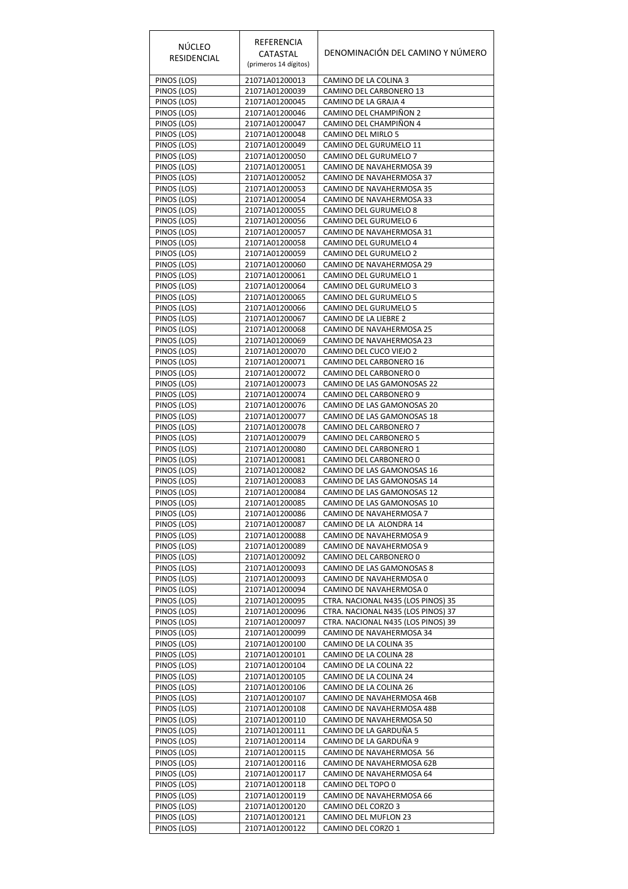| NÚCLEO RESIDENCIAL | REFERENCIA CATASTAL (primeros 14 dígitos) | DENOMINACIÓN DEL CAMINO Y NÚMERO |
|---|---|---|
| PINOS (LOS) | 21071A01200013 | CAMINO DE LA COLINA 3 |
| PINOS (LOS) | 21071A01200039 | CAMINO DEL CARBONERO 13 |
| PINOS (LOS) | 21071A01200045 | CAMINO DE LA GRAJA 4 |
| PINOS (LOS) | 21071A01200046 | CAMINO DEL CHAMPIÑON 2 |
| PINOS (LOS) | 21071A01200047 | CAMINO DEL CHAMPIÑON 4 |
| PINOS (LOS) | 21071A01200048 | CAMINO DEL MIRLO 5 |
| PINOS (LOS) | 21071A01200049 | CAMINO DEL GURUMELO 11 |
| PINOS (LOS) | 21071A01200050 | CAMINO DEL GURUMELO 7 |
| PINOS (LOS) | 21071A01200051 | CAMINO DE NAVAHERMOSA 39 |
| PINOS (LOS) | 21071A01200052 | CAMINO DE NAVAHERMOSA 37 |
| PINOS (LOS) | 21071A01200053 | CAMINO DE NAVAHERMOSA 35 |
| PINOS (LOS) | 21071A01200054 | CAMINO DE NAVAHERMOSA 33 |
| PINOS (LOS) | 21071A01200055 | CAMINO DEL GURUMELO 8 |
| PINOS (LOS) | 21071A01200056 | CAMINO DEL GURUMELO 6 |
| PINOS (LOS) | 21071A01200057 | CAMINO DE NAVAHERMOSA 31 |
| PINOS (LOS) | 21071A01200058 | CAMINO DEL GURUMELO 4 |
| PINOS (LOS) | 21071A01200059 | CAMINO DEL GURUMELO 2 |
| PINOS (LOS) | 21071A01200060 | CAMINO DE NAVAHERMOSA 29 |
| PINOS (LOS) | 21071A01200061 | CAMINO DEL GURUMELO 1 |
| PINOS (LOS) | 21071A01200064 | CAMINO DEL GURUMELO 3 |
| PINOS (LOS) | 21071A01200065 | CAMINO DEL GURUMELO 5 |
| PINOS (LOS) | 21071A01200066 | CAMINO DEL GURUMELO 5 |
| PINOS (LOS) | 21071A01200067 | CAMINO DE LA LIEBRE 2 |
| PINOS (LOS) | 21071A01200068 | CAMINO DE NAVAHERMOSA 25 |
| PINOS (LOS) | 21071A01200069 | CAMINO DE NAVAHERMOSA 23 |
| PINOS (LOS) | 21071A01200070 | CAMINO DEL CUCO VIEJO 2 |
| PINOS (LOS) | 21071A01200071 | CAMINO DEL CARBONERO 16 |
| PINOS (LOS) | 21071A01200072 | CAMINO DEL CARBONERO 0 |
| PINOS (LOS) | 21071A01200073 | CAMINO DE LAS GAMONOSAS 22 |
| PINOS (LOS) | 21071A01200074 | CAMINO DEL CARBONERO 9 |
| PINOS (LOS) | 21071A01200076 | CAMINO DE LAS GAMONOSAS 20 |
| PINOS (LOS) | 21071A01200077 | CAMINO DE LAS GAMONOSAS 18 |
| PINOS (LOS) | 21071A01200078 | CAMINO DEL CARBONERO 7 |
| PINOS (LOS) | 21071A01200079 | CAMINO DEL CARBONERO 5 |
| PINOS (LOS) | 21071A01200080 | CAMINO DEL CARBONERO 1 |
| PINOS (LOS) | 21071A01200081 | CAMINO DEL CARBONERO 0 |
| PINOS (LOS) | 21071A01200082 | CAMINO DE LAS GAMONOSAS 16 |
| PINOS (LOS) | 21071A01200083 | CAMINO DE LAS GAMONOSAS 14 |
| PINOS (LOS) | 21071A01200084 | CAMINO DE LAS GAMONOSAS 12 |
| PINOS (LOS) | 21071A01200085 | CAMINO DE LAS GAMONOSAS 10 |
| PINOS (LOS) | 21071A01200086 | CAMINO DE NAVAHERMOSA 7 |
| PINOS (LOS) | 21071A01200087 | CAMINO DE LA ALONDRA 14 |
| PINOS (LOS) | 21071A01200088 | CAMINO DE NAVAHERMOSA 9 |
| PINOS (LOS) | 21071A01200089 | CAMINO DE NAVAHERMOSA 9 |
| PINOS (LOS) | 21071A01200092 | CAMINO DEL CARBONERO 0 |
| PINOS (LOS) | 21071A01200093 | CAMINO DE LAS GAMONOSAS 8 |
| PINOS (LOS) | 21071A01200093 | CAMINO DE NAVAHERMOSA 0 |
| PINOS (LOS) | 21071A01200094 | CAMINO DE NAVAHERMOSA 0 |
| PINOS (LOS) | 21071A01200095 | CTRA. NACIONAL N435 (LOS PINOS) 35 |
| PINOS (LOS) | 21071A01200096 | CTRA. NACIONAL N435 (LOS PINOS) 37 |
| PINOS (LOS) | 21071A01200097 | CTRA. NACIONAL N435 (LOS PINOS) 39 |
| PINOS (LOS) | 21071A01200099 | CAMINO DE NAVAHERMOSA 34 |
| PINOS (LOS) | 21071A01200100 | CAMINO DE LA COLINA 35 |
| PINOS (LOS) | 21071A01200101 | CAMINO DE LA COLINA 28 |
| PINOS (LOS) | 21071A01200104 | CAMINO DE LA COLINA 22 |
| PINOS (LOS) | 21071A01200105 | CAMINO DE LA COLINA 24 |
| PINOS (LOS) | 21071A01200106 | CAMINO DE LA COLINA 26 |
| PINOS (LOS) | 21071A01200107 | CAMINO DE NAVAHERMOSA 46B |
| PINOS (LOS) | 21071A01200108 | CAMINO DE NAVAHERMOSA 48B |
| PINOS (LOS) | 21071A01200110 | CAMINO DE NAVAHERMOSA 50 |
| PINOS (LOS) | 21071A01200111 | CAMINO DE LA GARDUÑA 5 |
| PINOS (LOS) | 21071A01200114 | CAMINO DE LA GARDUÑA 9 |
| PINOS (LOS) | 21071A01200115 | CAMINO DE NAVAHERMOSA 56 |
| PINOS (LOS) | 21071A01200116 | CAMINO DE NAVAHERMOSA 62B |
| PINOS (LOS) | 21071A01200117 | CAMINO DE NAVAHERMOSA 64 |
| PINOS (LOS) | 21071A01200118 | CAMINO DEL TOPO 0 |
| PINOS (LOS) | 21071A01200119 | CAMINO DE NAVAHERMOSA 66 |
| PINOS (LOS) | 21071A01200120 | CAMINO DEL CORZO 3 |
| PINOS (LOS) | 21071A01200121 | CAMINO DEL MUFLON 23 |
| PINOS (LOS) | 21071A01200122 | CAMINO DEL CORZO 1 |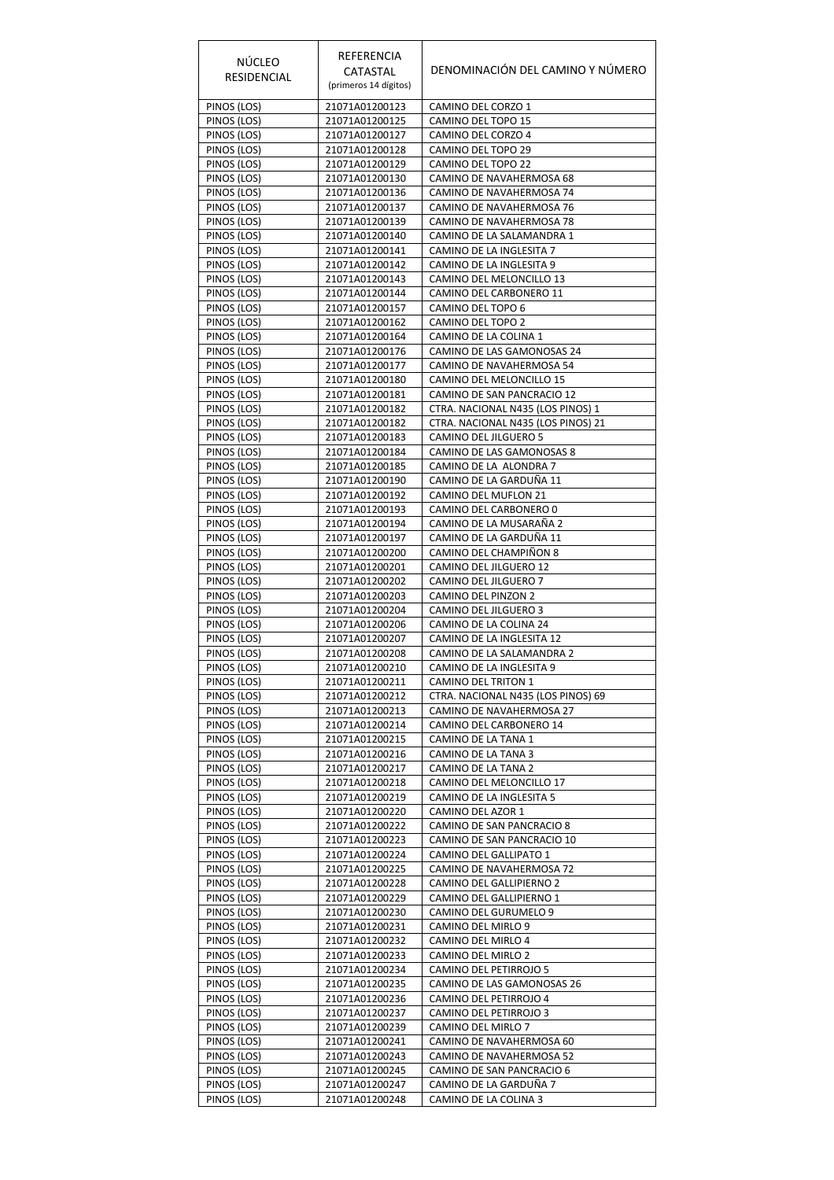| NÚCLEO RESIDENCIAL | REFERENCIA CATASTAL (primeros 14 dígitos) | DENOMINACIÓN DEL CAMINO Y NÚMERO |
|---|---|---|
| PINOS (LOS) | 21071A01200123 | CAMINO DEL CORZO 1 |
| PINOS (LOS) | 21071A01200125 | CAMINO DEL TOPO 15 |
| PINOS (LOS) | 21071A01200127 | CAMINO DEL CORZO 4 |
| PINOS (LOS) | 21071A01200128 | CAMINO DEL TOPO 29 |
| PINOS (LOS) | 21071A01200129 | CAMINO DEL TOPO 22 |
| PINOS (LOS) | 21071A01200130 | CAMINO DE NAVAHERMOSA 68 |
| PINOS (LOS) | 21071A01200136 | CAMINO DE NAVAHERMOSA 74 |
| PINOS (LOS) | 21071A01200137 | CAMINO DE NAVAHERMOSA 76 |
| PINOS (LOS) | 21071A01200139 | CAMINO DE NAVAHERMOSA 78 |
| PINOS (LOS) | 21071A01200140 | CAMINO DE LA SALAMANDRA 1 |
| PINOS (LOS) | 21071A01200141 | CAMINO DE LA INGLESITA 7 |
| PINOS (LOS) | 21071A01200142 | CAMINO DE LA INGLESITA 9 |
| PINOS (LOS) | 21071A01200143 | CAMINO DEL MELONCILLO 13 |
| PINOS (LOS) | 21071A01200144 | CAMINO DEL CARBONERO 11 |
| PINOS (LOS) | 21071A01200157 | CAMINO DEL TOPO 6 |
| PINOS (LOS) | 21071A01200162 | CAMINO DEL TOPO 2 |
| PINOS (LOS) | 21071A01200164 | CAMINO DE LA COLINA 1 |
| PINOS (LOS) | 21071A01200176 | CAMINO DE LAS GAMONOSAS 24 |
| PINOS (LOS) | 21071A01200177 | CAMINO DE NAVAHERMOSA 54 |
| PINOS (LOS) | 21071A01200180 | CAMINO DEL MELONCILLO 15 |
| PINOS (LOS) | 21071A01200181 | CAMINO DE SAN PANCRACIO 12 |
| PINOS (LOS) | 21071A01200182 | CTRA. NACIONAL N435 (LOS PINOS) 1 |
| PINOS (LOS) | 21071A01200182 | CTRA. NACIONAL N435 (LOS PINOS) 21 |
| PINOS (LOS) | 21071A01200183 | CAMINO DEL JILGUERO 5 |
| PINOS (LOS) | 21071A01200184 | CAMINO DE LAS GAMONOSAS 8 |
| PINOS (LOS) | 21071A01200185 | CAMINO DE LA ALONDRA 7 |
| PINOS (LOS) | 21071A01200190 | CAMINO DE LA GARDUÑA 11 |
| PINOS (LOS) | 21071A01200192 | CAMINO DEL MUFLON 21 |
| PINOS (LOS) | 21071A01200193 | CAMINO DEL CARBONERO 0 |
| PINOS (LOS) | 21071A01200194 | CAMINO DE LA MUSARAÑA 2 |
| PINOS (LOS) | 21071A01200197 | CAMINO DE LA GARDUÑA 11 |
| PINOS (LOS) | 21071A01200200 | CAMINO DEL CHAMPIÑON 8 |
| PINOS (LOS) | 21071A01200201 | CAMINO DEL JILGUERO 12 |
| PINOS (LOS) | 21071A01200202 | CAMINO DEL JILGUERO 7 |
| PINOS (LOS) | 21071A01200203 | CAMINO DEL PINZON 2 |
| PINOS (LOS) | 21071A01200204 | CAMINO DEL JILGUERO 3 |
| PINOS (LOS) | 21071A01200206 | CAMINO DE LA COLINA 24 |
| PINOS (LOS) | 21071A01200207 | CAMINO DE LA INGLESITA 12 |
| PINOS (LOS) | 21071A01200208 | CAMINO DE LA SALAMANDRA 2 |
| PINOS (LOS) | 21071A01200210 | CAMINO DE LA INGLESITA 9 |
| PINOS (LOS) | 21071A01200211 | CAMINO DEL TRITON 1 |
| PINOS (LOS) | 21071A01200212 | CTRA. NACIONAL N435 (LOS PINOS) 69 |
| PINOS (LOS) | 21071A01200213 | CAMINO DE NAVAHERMOSA 27 |
| PINOS (LOS) | 21071A01200214 | CAMINO DEL CARBONERO 14 |
| PINOS (LOS) | 21071A01200215 | CAMINO DE LA TANA 1 |
| PINOS (LOS) | 21071A01200216 | CAMINO DE LA TANA 3 |
| PINOS (LOS) | 21071A01200217 | CAMINO DE LA TANA 2 |
| PINOS (LOS) | 21071A01200218 | CAMINO DEL MELONCILLO 17 |
| PINOS (LOS) | 21071A01200219 | CAMINO DE LA INGLESITA 5 |
| PINOS (LOS) | 21071A01200220 | CAMINO DEL AZOR 1 |
| PINOS (LOS) | 21071A01200222 | CAMINO DE SAN PANCRACIO 8 |
| PINOS (LOS) | 21071A01200223 | CAMINO DE SAN PANCRACIO 10 |
| PINOS (LOS) | 21071A01200224 | CAMINO DEL GALLIPATO 1 |
| PINOS (LOS) | 21071A01200225 | CAMINO DE NAVAHERMOSA 72 |
| PINOS (LOS) | 21071A01200228 | CAMINO DEL GALLIPIERNO 2 |
| PINOS (LOS) | 21071A01200229 | CAMINO DEL GALLIPIERNO 1 |
| PINOS (LOS) | 21071A01200230 | CAMINO DEL GURUMELO 9 |
| PINOS (LOS) | 21071A01200231 | CAMINO DEL MIRLO 9 |
| PINOS (LOS) | 21071A01200232 | CAMINO DEL MIRLO 4 |
| PINOS (LOS) | 21071A01200233 | CAMINO DEL MIRLO 2 |
| PINOS (LOS) | 21071A01200234 | CAMINO DEL PETIRROJO 5 |
| PINOS (LOS) | 21071A01200235 | CAMINO DE LAS GAMONOSAS 26 |
| PINOS (LOS) | 21071A01200236 | CAMINO DEL PETIRROJO 4 |
| PINOS (LOS) | 21071A01200237 | CAMINO DEL PETIRROJO 3 |
| PINOS (LOS) | 21071A01200239 | CAMINO DEL MIRLO 7 |
| PINOS (LOS) | 21071A01200241 | CAMINO DE NAVAHERMOSA 60 |
| PINOS (LOS) | 21071A01200243 | CAMINO DE NAVAHERMOSA 52 |
| PINOS (LOS) | 21071A01200245 | CAMINO DE SAN PANCRACIO 6 |
| PINOS (LOS) | 21071A01200247 | CAMINO DE LA GARDUÑA 7 |
| PINOS (LOS) | 21071A01200248 | CAMINO DE LA COLINA 3 |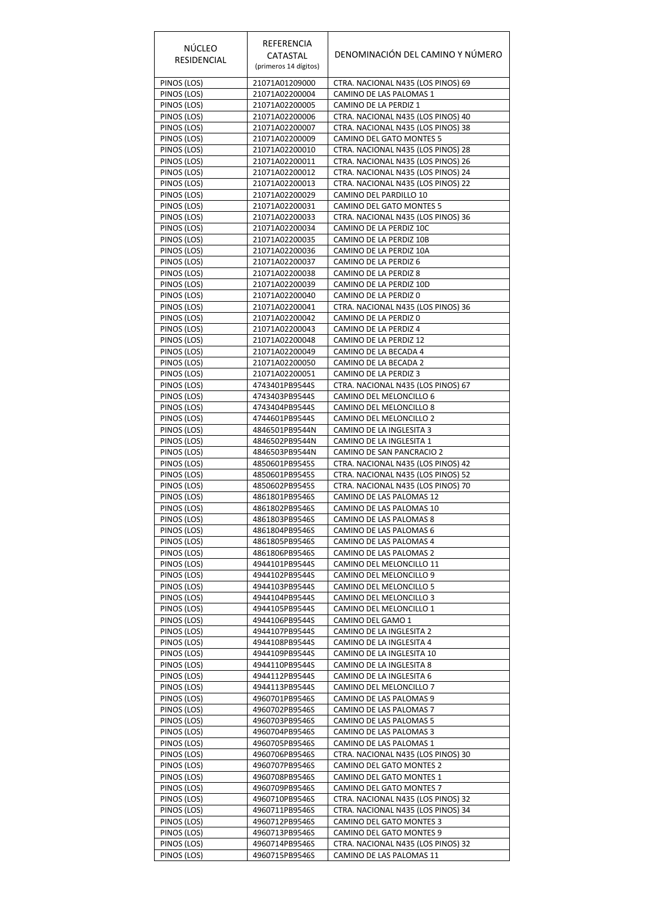| NÚCLEO RESIDENCIAL | REFERENCIA CATASTAL (primeros 14 dígitos) | DENOMINACIÓN DEL CAMINO Y NÚMERO |
|---|---|---|
| PINOS (LOS) | 21071A01209000 | CTRA. NACIONAL N435 (LOS PINOS) 69 |
| PINOS (LOS) | 21071A02200004 | CAMINO DE LAS PALOMAS 1 |
| PINOS (LOS) | 21071A02200005 | CAMINO DE LA PERDIZ 1 |
| PINOS (LOS) | 21071A02200006 | CTRA. NACIONAL N435 (LOS PINOS) 40 |
| PINOS (LOS) | 21071A02200007 | CTRA. NACIONAL N435 (LOS PINOS) 38 |
| PINOS (LOS) | 21071A02200009 | CAMINO DEL GATO MONTES 5 |
| PINOS (LOS) | 21071A02200010 | CTRA. NACIONAL N435 (LOS PINOS) 28 |
| PINOS (LOS) | 21071A02200011 | CTRA. NACIONAL N435 (LOS PINOS) 26 |
| PINOS (LOS) | 21071A02200012 | CTRA. NACIONAL N435 (LOS PINOS) 24 |
| PINOS (LOS) | 21071A02200013 | CTRA. NACIONAL N435 (LOS PINOS) 22 |
| PINOS (LOS) | 21071A02200029 | CAMINO DEL PARDILLO 10 |
| PINOS (LOS) | 21071A02200031 | CAMINO DEL GATO MONTES 5 |
| PINOS (LOS) | 21071A02200033 | CTRA. NACIONAL N435 (LOS PINOS) 36 |
| PINOS (LOS) | 21071A02200034 | CAMINO DE LA PERDIZ 10C |
| PINOS (LOS) | 21071A02200035 | CAMINO DE LA PERDIZ 10B |
| PINOS (LOS) | 21071A02200036 | CAMINO DE LA PERDIZ 10A |
| PINOS (LOS) | 21071A02200037 | CAMINO DE LA PERDIZ 6 |
| PINOS (LOS) | 21071A02200038 | CAMINO DE LA PERDIZ 8 |
| PINOS (LOS) | 21071A02200039 | CAMINO DE LA PERDIZ 10D |
| PINOS (LOS) | 21071A02200040 | CAMINO DE LA PERDIZ 0 |
| PINOS (LOS) | 21071A02200041 | CTRA. NACIONAL N435 (LOS PINOS) 36 |
| PINOS (LOS) | 21071A02200042 | CAMINO DE LA PERDIZ 0 |
| PINOS (LOS) | 21071A02200043 | CAMINO DE LA PERDIZ 4 |
| PINOS (LOS) | 21071A02200048 | CAMINO DE LA PERDIZ 12 |
| PINOS (LOS) | 21071A02200049 | CAMINO DE LA BECADA 4 |
| PINOS (LOS) | 21071A02200050 | CAMINO DE LA BECADA 2 |
| PINOS (LOS) | 21071A02200051 | CAMINO DE LA PERDIZ 3 |
| PINOS (LOS) | 4743401PB9544S | CTRA. NACIONAL N435 (LOS PINOS) 67 |
| PINOS (LOS) | 4743403PB9544S | CAMINO DEL MELONCILLO 6 |
| PINOS (LOS) | 4743404PB9544S | CAMINO DEL MELONCILLO 8 |
| PINOS (LOS) | 4744601PB9544S | CAMINO DEL MELONCILLO 2 |
| PINOS (LOS) | 4846501PB9544N | CAMINO DE LA INGLESITA 3 |
| PINOS (LOS) | 4846502PB9544N | CAMINO DE LA INGLESITA 1 |
| PINOS (LOS) | 4846503PB9544N | CAMINO DE SAN PANCRACIO 2 |
| PINOS (LOS) | 4850601PB9545S | CTRA. NACIONAL N435 (LOS PINOS) 42 |
| PINOS (LOS) | 4850601PB9545S | CTRA. NACIONAL N435 (LOS PINOS) 52 |
| PINOS (LOS) | 4850602PB9545S | CTRA. NACIONAL N435 (LOS PINOS) 70 |
| PINOS (LOS) | 4861801PB9546S | CAMINO DE LAS PALOMAS 12 |
| PINOS (LOS) | 4861802PB9546S | CAMINO DE LAS PALOMAS 10 |
| PINOS (LOS) | 4861803PB9546S | CAMINO DE LAS PALOMAS 8 |
| PINOS (LOS) | 4861804PB9546S | CAMINO DE LAS PALOMAS 6 |
| PINOS (LOS) | 4861805PB9546S | CAMINO DE LAS PALOMAS 4 |
| PINOS (LOS) | 4861806PB9546S | CAMINO DE LAS PALOMAS 2 |
| PINOS (LOS) | 4944101PB9544S | CAMINO DEL MELONCILLO 11 |
| PINOS (LOS) | 4944102PB9544S | CAMINO DEL MELONCILLO 9 |
| PINOS (LOS) | 4944103PB9544S | CAMINO DEL MELONCILLO 5 |
| PINOS (LOS) | 4944104PB9544S | CAMINO DEL MELONCILLO 3 |
| PINOS (LOS) | 4944105PB9544S | CAMINO DEL MELONCILLO 1 |
| PINOS (LOS) | 4944106PB9544S | CAMINO DEL GAMO 1 |
| PINOS (LOS) | 4944107PB9544S | CAMINO DE LA INGLESITA 2 |
| PINOS (LOS) | 4944108PB9544S | CAMINO DE LA INGLESITA 4 |
| PINOS (LOS) | 4944109PB9544S | CAMINO DE LA INGLESITA 10 |
| PINOS (LOS) | 4944110PB9544S | CAMINO DE LA INGLESITA 8 |
| PINOS (LOS) | 4944112PB9544S | CAMINO DE LA INGLESITA 6 |
| PINOS (LOS) | 4944113PB9544S | CAMINO DEL MELONCILLO 7 |
| PINOS (LOS) | 4960701PB9546S | CAMINO DE LAS PALOMAS 9 |
| PINOS (LOS) | 4960702PB9546S | CAMINO DE LAS PALOMAS 7 |
| PINOS (LOS) | 4960703PB9546S | CAMINO DE LAS PALOMAS 5 |
| PINOS (LOS) | 4960704PB9546S | CAMINO DE LAS PALOMAS 3 |
| PINOS (LOS) | 4960705PB9546S | CAMINO DE LAS PALOMAS 1 |
| PINOS (LOS) | 4960706PB9546S | CTRA. NACIONAL N435 (LOS PINOS) 30 |
| PINOS (LOS) | 4960707PB9546S | CAMINO DEL GATO MONTES 2 |
| PINOS (LOS) | 4960708PB9546S | CAMINO DEL GATO MONTES 1 |
| PINOS (LOS) | 4960709PB9546S | CAMINO DEL GATO MONTES 7 |
| PINOS (LOS) | 4960710PB9546S | CTRA. NACIONAL N435 (LOS PINOS) 32 |
| PINOS (LOS) | 4960711PB9546S | CTRA. NACIONAL N435 (LOS PINOS) 34 |
| PINOS (LOS) | 4960712PB9546S | CAMINO DEL GATO MONTES 3 |
| PINOS (LOS) | 4960713PB9546S | CAMINO DEL GATO MONTES 9 |
| PINOS (LOS) | 4960714PB9546S | CTRA. NACIONAL N435 (LOS PINOS) 32 |
| PINOS (LOS) | 4960715PB9546S | CAMINO DE LAS PALOMAS 11 |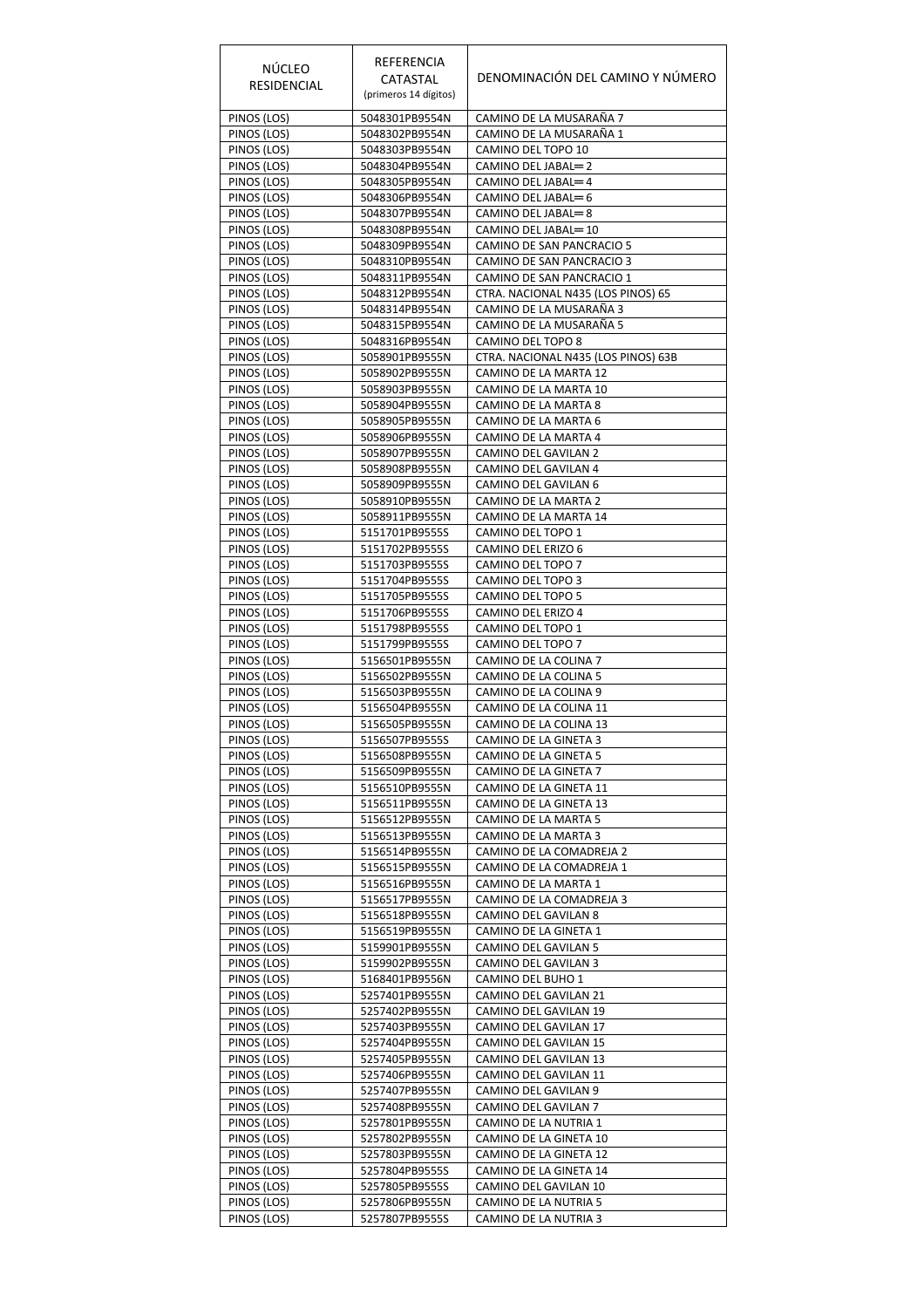| NÚCLEO RESIDENCIAL | REFERENCIA CATASTAL (primeros 14 dígitos) | DENOMINACIÓN DEL CAMINO Y NÚMERO |
|---|---|---|
| PINOS (LOS) | 5048301PB9554N | CAMINO DE LA MUSARAÑA 7 |
| PINOS (LOS) | 5048302PB9554N | CAMINO DE LA MUSARAÑA 1 |
| PINOS (LOS) | 5048303PB9554N | CAMINO DEL TOPO 10 |
| PINOS (LOS) | 5048304PB9554N | CAMINO DEL JABAL═ 2 |
| PINOS (LOS) | 5048305PB9554N | CAMINO DEL JABAL═ 4 |
| PINOS (LOS) | 5048306PB9554N | CAMINO DEL JABAL═ 6 |
| PINOS (LOS) | 5048307PB9554N | CAMINO DEL JABAL═ 8 |
| PINOS (LOS) | 5048308PB9554N | CAMINO DEL JABAL═ 10 |
| PINOS (LOS) | 5048309PB9554N | CAMINO DE SAN PANCRACIO 5 |
| PINOS (LOS) | 5048310PB9554N | CAMINO DE SAN PANCRACIO 3 |
| PINOS (LOS) | 5048311PB9554N | CAMINO DE SAN PANCRACIO 1 |
| PINOS (LOS) | 5048312PB9554N | CTRA. NACIONAL N435 (LOS PINOS) 65 |
| PINOS (LOS) | 5048314PB9554N | CAMINO DE LA MUSARAÑA 3 |
| PINOS (LOS) | 5048315PB9554N | CAMINO DE LA MUSARAÑA 5 |
| PINOS (LOS) | 5048316PB9554N | CAMINO DEL TOPO 8 |
| PINOS (LOS) | 5058901PB9555N | CTRA. NACIONAL N435 (LOS PINOS) 63B |
| PINOS (LOS) | 5058902PB9555N | CAMINO DE LA MARTA 12 |
| PINOS (LOS) | 5058903PB9555N | CAMINO DE LA MARTA 10 |
| PINOS (LOS) | 5058904PB9555N | CAMINO DE LA MARTA 8 |
| PINOS (LOS) | 5058905PB9555N | CAMINO DE LA MARTA 6 |
| PINOS (LOS) | 5058906PB9555N | CAMINO DE LA MARTA 4 |
| PINOS (LOS) | 5058907PB9555N | CAMINO DEL GAVILAN 2 |
| PINOS (LOS) | 5058908PB9555N | CAMINO DEL GAVILAN 4 |
| PINOS (LOS) | 5058909PB9555N | CAMINO DEL GAVILAN 6 |
| PINOS (LOS) | 5058910PB9555N | CAMINO DE LA MARTA 2 |
| PINOS (LOS) | 5058911PB9555N | CAMINO DE LA MARTA 14 |
| PINOS (LOS) | 5151701PB9555S | CAMINO DEL TOPO 1 |
| PINOS (LOS) | 5151702PB9555S | CAMINO DEL ERIZO 6 |
| PINOS (LOS) | 5151703PB9555S | CAMINO DEL TOPO 7 |
| PINOS (LOS) | 5151704PB9555S | CAMINO DEL TOPO 3 |
| PINOS (LOS) | 5151705PB9555S | CAMINO DEL TOPO 5 |
| PINOS (LOS) | 5151706PB9555S | CAMINO DEL ERIZO 4 |
| PINOS (LOS) | 5151798PB9555S | CAMINO DEL TOPO 1 |
| PINOS (LOS) | 5151799PB9555S | CAMINO DEL TOPO 7 |
| PINOS (LOS) | 5156501PB9555N | CAMINO DE LA COLINA 7 |
| PINOS (LOS) | 5156502PB9555N | CAMINO DE LA COLINA 5 |
| PINOS (LOS) | 5156503PB9555N | CAMINO DE LA COLINA 9 |
| PINOS (LOS) | 5156504PB9555N | CAMINO DE LA COLINA 11 |
| PINOS (LOS) | 5156505PB9555N | CAMINO DE LA COLINA 13 |
| PINOS (LOS) | 5156507PB9555S | CAMINO DE LA GINETA 3 |
| PINOS (LOS) | 5156508PB9555N | CAMINO DE LA GINETA 5 |
| PINOS (LOS) | 5156509PB9555N | CAMINO DE LA GINETA 7 |
| PINOS (LOS) | 5156510PB9555N | CAMINO DE LA GINETA 11 |
| PINOS (LOS) | 5156511PB9555N | CAMINO DE LA GINETA 13 |
| PINOS (LOS) | 5156512PB9555N | CAMINO DE LA MARTA 5 |
| PINOS (LOS) | 5156513PB9555N | CAMINO DE LA MARTA 3 |
| PINOS (LOS) | 5156514PB9555N | CAMINO DE LA COMADREJA 2 |
| PINOS (LOS) | 5156515PB9555N | CAMINO DE LA COMADREJA 1 |
| PINOS (LOS) | 5156516PB9555N | CAMINO DE LA MARTA 1 |
| PINOS (LOS) | 5156517PB9555N | CAMINO DE LA COMADREJA 3 |
| PINOS (LOS) | 5156518PB9555N | CAMINO DEL GAVILAN 8 |
| PINOS (LOS) | 5156519PB9555N | CAMINO DE LA GINETA 1 |
| PINOS (LOS) | 5159901PB9555N | CAMINO DEL GAVILAN 5 |
| PINOS (LOS) | 5159902PB9555N | CAMINO DEL GAVILAN 3 |
| PINOS (LOS) | 5168401PB9556N | CAMINO DEL BUHO 1 |
| PINOS (LOS) | 5257401PB9555N | CAMINO DEL GAVILAN 21 |
| PINOS (LOS) | 5257402PB9555N | CAMINO DEL GAVILAN 19 |
| PINOS (LOS) | 5257403PB9555N | CAMINO DEL GAVILAN 17 |
| PINOS (LOS) | 5257404PB9555N | CAMINO DEL GAVILAN 15 |
| PINOS (LOS) | 5257405PB9555N | CAMINO DEL GAVILAN 13 |
| PINOS (LOS) | 5257406PB9555N | CAMINO DEL GAVILAN 11 |
| PINOS (LOS) | 5257407PB9555N | CAMINO DEL GAVILAN 9 |
| PINOS (LOS) | 5257408PB9555N | CAMINO DEL GAVILAN 7 |
| PINOS (LOS) | 5257801PB9555N | CAMINO DE LA NUTRIA 1 |
| PINOS (LOS) | 5257802PB9555N | CAMINO DE LA GINETA 10 |
| PINOS (LOS) | 5257803PB9555N | CAMINO DE LA GINETA 12 |
| PINOS (LOS) | 5257804PB9555S | CAMINO DE LA GINETA 14 |
| PINOS (LOS) | 5257805PB9555S | CAMINO DEL GAVILAN 10 |
| PINOS (LOS) | 5257806PB9555N | CAMINO DE LA NUTRIA 5 |
| PINOS (LOS) | 5257807PB9555S | CAMINO DE LA NUTRIA 3 |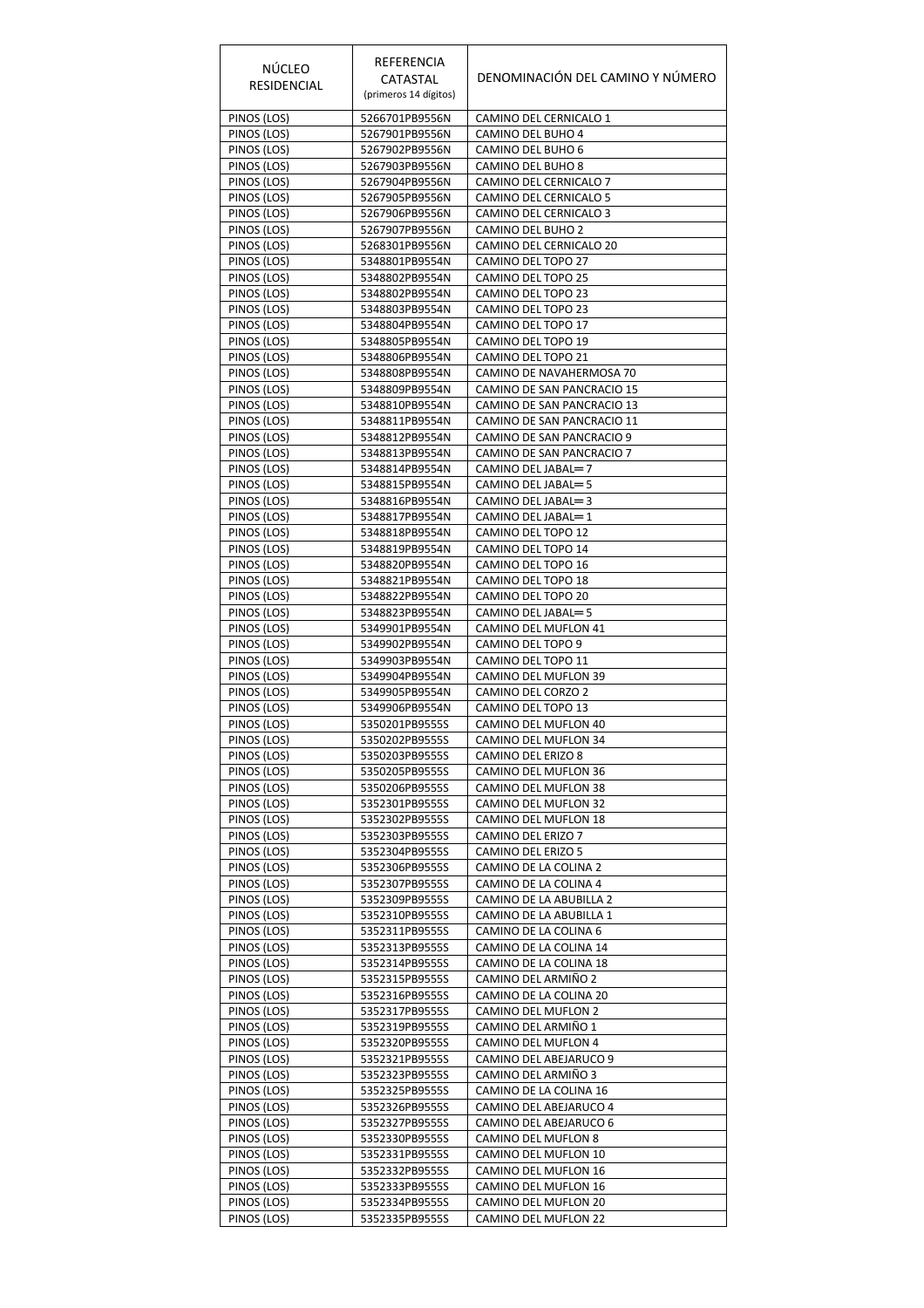| NÚCLEO RESIDENCIAL | REFERENCIA CATASTAL (primeros 14 dígitos) | DENOMINACIÓN DEL CAMINO Y NÚMERO |
|---|---|---|
| PINOS (LOS) | 5266701PB9556N | CAMINO DEL CERNICALO 1 |
| PINOS (LOS) | 5267901PB9556N | CAMINO DEL BUHO 4 |
| PINOS (LOS) | 5267902PB9556N | CAMINO DEL BUHO 6 |
| PINOS (LOS) | 5267903PB9556N | CAMINO DEL BUHO 8 |
| PINOS (LOS) | 5267904PB9556N | CAMINO DEL CERNICALO 7 |
| PINOS (LOS) | 5267905PB9556N | CAMINO DEL CERNICALO 5 |
| PINOS (LOS) | 5267906PB9556N | CAMINO DEL CERNICALO 3 |
| PINOS (LOS) | 5267907PB9556N | CAMINO DEL BUHO 2 |
| PINOS (LOS) | 5268301PB9556N | CAMINO DEL CERNICALO 20 |
| PINOS (LOS) | 5348801PB9554N | CAMINO DEL TOPO 27 |
| PINOS (LOS) | 5348802PB9554N | CAMINO DEL TOPO 25 |
| PINOS (LOS) | 5348802PB9554N | CAMINO DEL TOPO 23 |
| PINOS (LOS) | 5348803PB9554N | CAMINO DEL TOPO 23 |
| PINOS (LOS) | 5348804PB9554N | CAMINO DEL TOPO 17 |
| PINOS (LOS) | 5348805PB9554N | CAMINO DEL TOPO 19 |
| PINOS (LOS) | 5348806PB9554N | CAMINO DEL TOPO 21 |
| PINOS (LOS) | 5348808PB9554N | CAMINO DE NAVAHERMOSA 70 |
| PINOS (LOS) | 5348809PB9554N | CAMINO DE SAN PANCRACIO 15 |
| PINOS (LOS) | 5348810PB9554N | CAMINO DE SAN PANCRACIO 13 |
| PINOS (LOS) | 5348811PB9554N | CAMINO DE SAN PANCRACIO 11 |
| PINOS (LOS) | 5348812PB9554N | CAMINO DE SAN PANCRACIO 9 |
| PINOS (LOS) | 5348813PB9554N | CAMINO DE SAN PANCRACIO 7 |
| PINOS (LOS) | 5348814PB9554N | CAMINO DEL JABAL═ 7 |
| PINOS (LOS) | 5348815PB9554N | CAMINO DEL JABAL═ 5 |
| PINOS (LOS) | 5348816PB9554N | CAMINO DEL JABAL═ 3 |
| PINOS (LOS) | 5348817PB9554N | CAMINO DEL JABAL═ 1 |
| PINOS (LOS) | 5348818PB9554N | CAMINO DEL TOPO 12 |
| PINOS (LOS) | 5348819PB9554N | CAMINO DEL TOPO 14 |
| PINOS (LOS) | 5348820PB9554N | CAMINO DEL TOPO 16 |
| PINOS (LOS) | 5348821PB9554N | CAMINO DEL TOPO 18 |
| PINOS (LOS) | 5348822PB9554N | CAMINO DEL TOPO 20 |
| PINOS (LOS) | 5348823PB9554N | CAMINO DEL JABAL═ 5 |
| PINOS (LOS) | 5349901PB9554N | CAMINO DEL MUFLON 41 |
| PINOS (LOS) | 5349902PB9554N | CAMINO DEL TOPO 9 |
| PINOS (LOS) | 5349903PB9554N | CAMINO DEL TOPO 11 |
| PINOS (LOS) | 5349904PB9554N | CAMINO DEL MUFLON 39 |
| PINOS (LOS) | 5349905PB9554N | CAMINO DEL CORZO 2 |
| PINOS (LOS) | 5349906PB9554N | CAMINO DEL TOPO 13 |
| PINOS (LOS) | 5350201PB9555S | CAMINO DEL MUFLON 40 |
| PINOS (LOS) | 5350202PB9555S | CAMINO DEL MUFLON 34 |
| PINOS (LOS) | 5350203PB9555S | CAMINO DEL ERIZO 8 |
| PINOS (LOS) | 5350205PB9555S | CAMINO DEL MUFLON 36 |
| PINOS (LOS) | 5350206PB9555S | CAMINO DEL MUFLON 38 |
| PINOS (LOS) | 5352301PB9555S | CAMINO DEL MUFLON 32 |
| PINOS (LOS) | 5352302PB9555S | CAMINO DEL MUFLON 18 |
| PINOS (LOS) | 5352303PB9555S | CAMINO DEL ERIZO 7 |
| PINOS (LOS) | 5352304PB9555S | CAMINO DEL ERIZO 5 |
| PINOS (LOS) | 5352306PB9555S | CAMINO DE LA COLINA 2 |
| PINOS (LOS) | 5352307PB9555S | CAMINO DE LA COLINA 4 |
| PINOS (LOS) | 5352309PB9555S | CAMINO DE LA ABUBILLA 2 |
| PINOS (LOS) | 5352310PB9555S | CAMINO DE LA ABUBILLA 1 |
| PINOS (LOS) | 5352311PB9555S | CAMINO DE LA COLINA 6 |
| PINOS (LOS) | 5352313PB9555S | CAMINO DE LA COLINA 14 |
| PINOS (LOS) | 5352314PB9555S | CAMINO DE LA COLINA 18 |
| PINOS (LOS) | 5352315PB9555S | CAMINO DEL ARMIÑO 2 |
| PINOS (LOS) | 5352316PB9555S | CAMINO DE LA COLINA 20 |
| PINOS (LOS) | 5352317PB9555S | CAMINO DEL MUFLON 2 |
| PINOS (LOS) | 5352319PB9555S | CAMINO DEL ARMIÑO 1 |
| PINOS (LOS) | 5352320PB9555S | CAMINO DEL MUFLON 4 |
| PINOS (LOS) | 5352321PB9555S | CAMINO DEL ABEJARUCO 9 |
| PINOS (LOS) | 5352323PB9555S | CAMINO DEL ARMIÑO 3 |
| PINOS (LOS) | 5352325PB9555S | CAMINO DE LA COLINA 16 |
| PINOS (LOS) | 5352326PB9555S | CAMINO DEL ABEJARUCO 4 |
| PINOS (LOS) | 5352327PB9555S | CAMINO DEL ABEJARUCO 6 |
| PINOS (LOS) | 5352330PB9555S | CAMINO DEL MUFLON 8 |
| PINOS (LOS) | 5352331PB9555S | CAMINO DEL MUFLON 10 |
| PINOS (LOS) | 5352332PB9555S | CAMINO DEL MUFLON 16 |
| PINOS (LOS) | 5352333PB9555S | CAMINO DEL MUFLON 16 |
| PINOS (LOS) | 5352334PB9555S | CAMINO DEL MUFLON 20 |
| PINOS (LOS) | 5352335PB9555S | CAMINO DEL MUFLON 22 |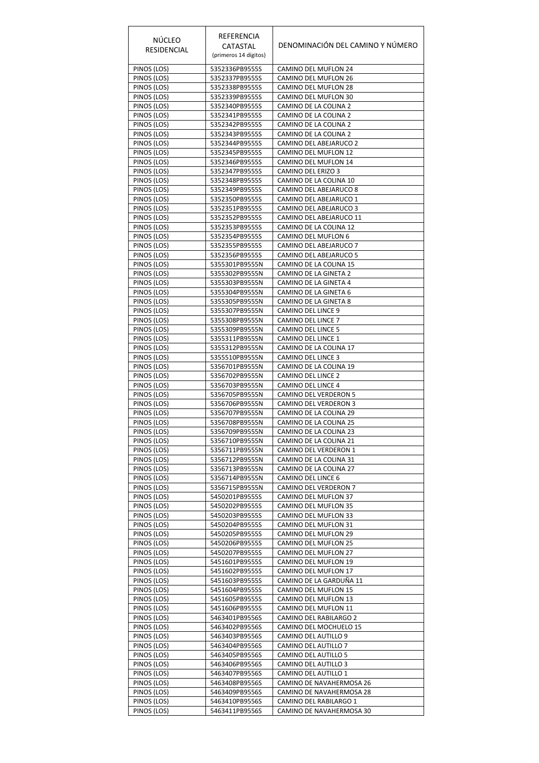| NÚCLEO RESIDENCIAL | REFERENCIA CATASTAL (primeros 14 dígitos) | DENOMINACIÓN DEL CAMINO Y NÚMERO |
|---|---|---|
| PINOS (LOS) | 5352336PB9555S | CAMINO DEL MUFLON 24 |
| PINOS (LOS) | 5352337PB9555S | CAMINO DEL MUFLON 26 |
| PINOS (LOS) | 5352338PB9555S | CAMINO DEL MUFLON 28 |
| PINOS (LOS) | 5352339PB9555S | CAMINO DEL MUFLON 30 |
| PINOS (LOS) | 5352340PB9555S | CAMINO DE LA COLINA 2 |
| PINOS (LOS) | 5352341PB9555S | CAMINO DE LA COLINA 2 |
| PINOS (LOS) | 5352342PB9555S | CAMINO DE LA COLINA 2 |
| PINOS (LOS) | 5352343PB9555S | CAMINO DE LA COLINA 2 |
| PINOS (LOS) | 5352344PB9555S | CAMINO DEL ABEJARUCO 2 |
| PINOS (LOS) | 5352345PB9555S | CAMINO DEL MUFLON 12 |
| PINOS (LOS) | 5352346PB9555S | CAMINO DEL MUFLON 14 |
| PINOS (LOS) | 5352347PB9555S | CAMINO DEL ERIZO 3 |
| PINOS (LOS) | 5352348PB9555S | CAMINO DE LA COLINA 10 |
| PINOS (LOS) | 5352349PB9555S | CAMINO DEL ABEJARUCO 8 |
| PINOS (LOS) | 5352350PB9555S | CAMINO DEL ABEJARUCO 1 |
| PINOS (LOS) | 5352351PB9555S | CAMINO DEL ABEJARUCO 3 |
| PINOS (LOS) | 5352352PB9555S | CAMINO DEL ABEJARUCO 11 |
| PINOS (LOS) | 5352353PB9555S | CAMINO DE LA COLINA 12 |
| PINOS (LOS) | 5352354PB9555S | CAMINO DEL MUFLON 6 |
| PINOS (LOS) | 5352355PB9555S | CAMINO DEL ABEJARUCO 7 |
| PINOS (LOS) | 5352356PB9555S | CAMINO DEL ABEJARUCO 5 |
| PINOS (LOS) | 5355301PB9555N | CAMINO DE LA COLINA 15 |
| PINOS (LOS) | 5355302PB9555N | CAMINO DE LA GINETA 2 |
| PINOS (LOS) | 5355303PB9555N | CAMINO DE LA GINETA 4 |
| PINOS (LOS) | 5355304PB9555N | CAMINO DE LA GINETA 6 |
| PINOS (LOS) | 5355305PB9555N | CAMINO DE LA GINETA 8 |
| PINOS (LOS) | 5355307PB9555N | CAMINO DEL LINCE 9 |
| PINOS (LOS) | 5355308PB9555N | CAMINO DEL LINCE 7 |
| PINOS (LOS) | 5355309PB9555N | CAMINO DEL LINCE 5 |
| PINOS (LOS) | 5355311PB9555N | CAMINO DEL LINCE 1 |
| PINOS (LOS) | 5355312PB9555N | CAMINO DE LA COLINA 17 |
| PINOS (LOS) | 5355510PB9555N | CAMINO DEL LINCE 3 |
| PINOS (LOS) | 5356701PB9555N | CAMINO DE LA COLINA 19 |
| PINOS (LOS) | 5356702PB9555N | CAMINO DEL LINCE 2 |
| PINOS (LOS) | 5356703PB9555N | CAMINO DEL LINCE 4 |
| PINOS (LOS) | 5356705PB9555N | CAMINO DEL VERDERON 5 |
| PINOS (LOS) | 5356706PB9555N | CAMINO DEL VERDERON 3 |
| PINOS (LOS) | 5356707PB9555N | CAMINO DE LA COLINA 29 |
| PINOS (LOS) | 5356708PB9555N | CAMINO DE LA COLINA 25 |
| PINOS (LOS) | 5356709PB9555N | CAMINO DE LA COLINA 23 |
| PINOS (LOS) | 5356710PB9555N | CAMINO DE LA COLINA 21 |
| PINOS (LOS) | 5356711PB9555N | CAMINO DEL VERDERON 1 |
| PINOS (LOS) | 5356712PB9555N | CAMINO DE LA COLINA 31 |
| PINOS (LOS) | 5356713PB9555N | CAMINO DE LA COLINA 27 |
| PINOS (LOS) | 5356714PB9555N | CAMINO DEL LINCE 6 |
| PINOS (LOS) | 5356715PB9555N | CAMINO DEL VERDERON 7 |
| PINOS (LOS) | 5450201PB9555S | CAMINO DEL MUFLON 37 |
| PINOS (LOS) | 5450202PB9555S | CAMINO DEL MUFLON 35 |
| PINOS (LOS) | 5450203PB9555S | CAMINO DEL MUFLON 33 |
| PINOS (LOS) | 5450204PB9555S | CAMINO DEL MUFLON 31 |
| PINOS (LOS) | 5450205PB9555S | CAMINO DEL MUFLON 29 |
| PINOS (LOS) | 5450206PB9555S | CAMINO DEL MUFLON 25 |
| PINOS (LOS) | 5450207PB9555S | CAMINO DEL MUFLON 27 |
| PINOS (LOS) | 5451601PB9555S | CAMINO DEL MUFLON 19 |
| PINOS (LOS) | 5451602PB9555S | CAMINO DEL MUFLON 17 |
| PINOS (LOS) | 5451603PB9555S | CAMINO DE LA GARDUÑA 11 |
| PINOS (LOS) | 5451604PB9555S | CAMINO DEL MUFLON 15 |
| PINOS (LOS) | 5451605PB9555S | CAMINO DEL MUFLON 13 |
| PINOS (LOS) | 5451606PB9555S | CAMINO DEL MUFLON 11 |
| PINOS (LOS) | 5463401PB9556S | CAMINO DEL RABILARGO 2 |
| PINOS (LOS) | 5463402PB9556S | CAMINO DEL MOCHUELO 15 |
| PINOS (LOS) | 5463403PB9556S | CAMINO DEL AUTILLO 9 |
| PINOS (LOS) | 5463404PB9556S | CAMINO DEL AUTILLO 7 |
| PINOS (LOS) | 5463405PB9556S | CAMINO DEL AUTILLO 5 |
| PINOS (LOS) | 5463406PB9556S | CAMINO DEL AUTILLO 3 |
| PINOS (LOS) | 5463407PB9556S | CAMINO DEL AUTILLO 1 |
| PINOS (LOS) | 5463408PB9556S | CAMINO DE NAVAHERMOSA 26 |
| PINOS (LOS) | 5463409PB9556S | CAMINO DE NAVAHERMOSA 28 |
| PINOS (LOS) | 5463410PB9556S | CAMINO DEL RABILARGO 1 |
| PINOS (LOS) | 5463411PB9556S | CAMINO DE NAVAHERMOSA 30 |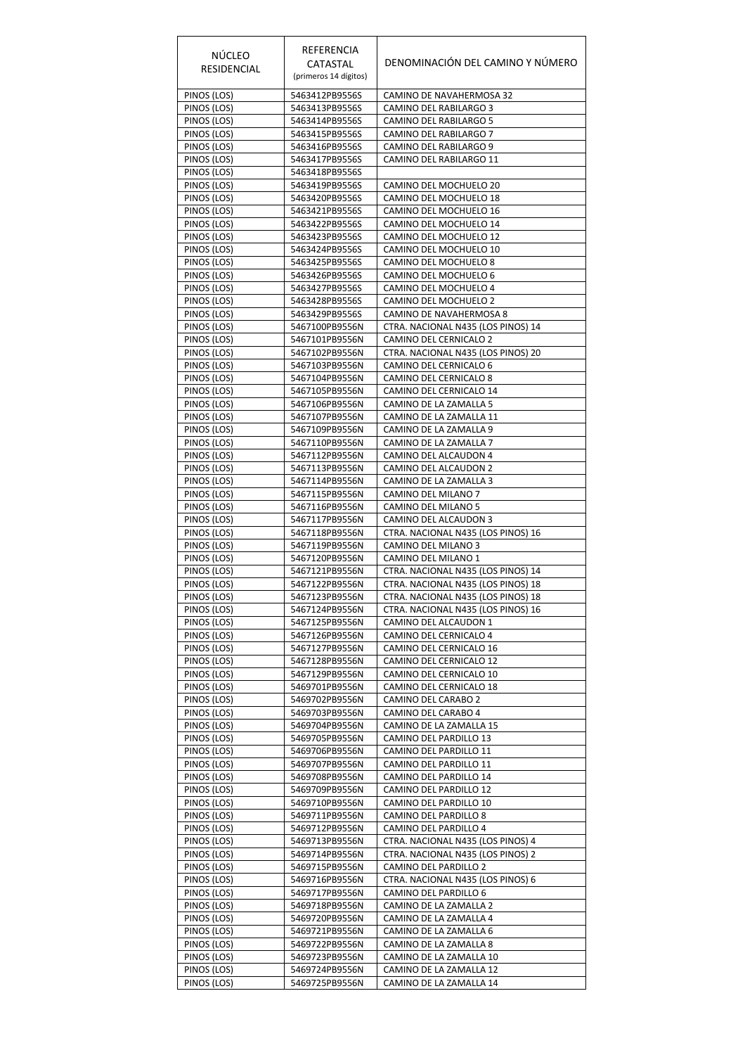| NÚCLEO RESIDENCIAL | REFERENCIA CATASTAL (primeros 14 dígitos) | DENOMINACIÓN DEL CAMINO Y NÚMERO |
|---|---|---|
| PINOS (LOS) | 5463412PB9556S | CAMINO DE NAVAHERMOSA 32 |
| PINOS (LOS) | 5463413PB9556S | CAMINO DEL RABILARGO 3 |
| PINOS (LOS) | 5463414PB9556S | CAMINO DEL RABILARGO 5 |
| PINOS (LOS) | 5463415PB9556S | CAMINO DEL RABILARGO 7 |
| PINOS (LOS) | 5463416PB9556S | CAMINO DEL RABILARGO 9 |
| PINOS (LOS) | 5463417PB9556S | CAMINO DEL RABILARGO 11 |
| PINOS (LOS) | 5463418PB9556S | |
| PINOS (LOS) | 5463419PB9556S | CAMINO DEL MOCHUELO 20 |
| PINOS (LOS) | 5463420PB9556S | CAMINO DEL MOCHUELO 18 |
| PINOS (LOS) | 5463421PB9556S | CAMINO DEL MOCHUELO 16 |
| PINOS (LOS) | 5463422PB9556S | CAMINO DEL MOCHUELO 14 |
| PINOS (LOS) | 5463423PB9556S | CAMINO DEL MOCHUELO 12 |
| PINOS (LOS) | 5463424PB9556S | CAMINO DEL MOCHUELO 10 |
| PINOS (LOS) | 5463425PB9556S | CAMINO DEL MOCHUELO 8 |
| PINOS (LOS) | 5463426PB9556S | CAMINO DEL MOCHUELO 6 |
| PINOS (LOS) | 5463427PB9556S | CAMINO DEL MOCHUELO 4 |
| PINOS (LOS) | 5463428PB9556S | CAMINO DEL MOCHUELO 2 |
| PINOS (LOS) | 5463429PB9556S | CAMINO DE NAVAHERMOSA 8 |
| PINOS (LOS) | 5467100PB9556N | CTRA. NACIONAL N435 (LOS PINOS) 14 |
| PINOS (LOS) | 5467101PB9556N | CAMINO DEL CERNICALO 2 |
| PINOS (LOS) | 5467102PB9556N | CTRA. NACIONAL N435 (LOS PINOS) 20 |
| PINOS (LOS) | 5467103PB9556N | CAMINO DEL CERNICALO 6 |
| PINOS (LOS) | 5467104PB9556N | CAMINO DEL CERNICALO 8 |
| PINOS (LOS) | 5467105PB9556N | CAMINO DEL CERNICALO 14 |
| PINOS (LOS) | 5467106PB9556N | CAMINO DE LA ZAMALLA 5 |
| PINOS (LOS) | 5467107PB9556N | CAMINO DE LA ZAMALLA 11 |
| PINOS (LOS) | 5467109PB9556N | CAMINO DE LA ZAMALLA 9 |
| PINOS (LOS) | 5467110PB9556N | CAMINO DE LA ZAMALLA 7 |
| PINOS (LOS) | 5467112PB9556N | CAMINO DEL ALCAUDON 4 |
| PINOS (LOS) | 5467113PB9556N | CAMINO DEL ALCAUDON 2 |
| PINOS (LOS) | 5467114PB9556N | CAMINO DE LA ZAMALLA 3 |
| PINOS (LOS) | 5467115PB9556N | CAMINO DEL MILANO 7 |
| PINOS (LOS) | 5467116PB9556N | CAMINO DEL MILANO 5 |
| PINOS (LOS) | 5467117PB9556N | CAMINO DEL ALCAUDON 3 |
| PINOS (LOS) | 5467118PB9556N | CTRA. NACIONAL N435 (LOS PINOS) 16 |
| PINOS (LOS) | 5467119PB9556N | CAMINO DEL MILANO 3 |
| PINOS (LOS) | 5467120PB9556N | CAMINO DEL MILANO 1 |
| PINOS (LOS) | 5467121PB9556N | CTRA. NACIONAL N435 (LOS PINOS) 14 |
| PINOS (LOS) | 5467122PB9556N | CTRA. NACIONAL N435 (LOS PINOS) 18 |
| PINOS (LOS) | 5467123PB9556N | CTRA. NACIONAL N435 (LOS PINOS) 18 |
| PINOS (LOS) | 5467124PB9556N | CTRA. NACIONAL N435 (LOS PINOS) 16 |
| PINOS (LOS) | 5467125PB9556N | CAMINO DEL ALCAUDON 1 |
| PINOS (LOS) | 5467126PB9556N | CAMINO DEL CERNICALO 4 |
| PINOS (LOS) | 5467127PB9556N | CAMINO DEL CERNICALO 16 |
| PINOS (LOS) | 5467128PB9556N | CAMINO DEL CERNICALO 12 |
| PINOS (LOS) | 5467129PB9556N | CAMINO DEL CERNICALO 10 |
| PINOS (LOS) | 5469701PB9556N | CAMINO DEL CERNICALO 18 |
| PINOS (LOS) | 5469702PB9556N | CAMINO DEL CARABO 2 |
| PINOS (LOS) | 5469703PB9556N | CAMINO DEL CARABO 4 |
| PINOS (LOS) | 5469704PB9556N | CAMINO DE LA ZAMALLA 15 |
| PINOS (LOS) | 5469705PB9556N | CAMINO DEL PARDILLO 13 |
| PINOS (LOS) | 5469706PB9556N | CAMINO DEL PARDILLO 11 |
| PINOS (LOS) | 5469707PB9556N | CAMINO DEL PARDILLO 11 |
| PINOS (LOS) | 5469708PB9556N | CAMINO DEL PARDILLO 14 |
| PINOS (LOS) | 5469709PB9556N | CAMINO DEL PARDILLO 12 |
| PINOS (LOS) | 5469710PB9556N | CAMINO DEL PARDILLO 10 |
| PINOS (LOS) | 5469711PB9556N | CAMINO DEL PARDILLO 8 |
| PINOS (LOS) | 5469712PB9556N | CAMINO DEL PARDILLO 4 |
| PINOS (LOS) | 5469713PB9556N | CTRA. NACIONAL N435 (LOS PINOS) 4 |
| PINOS (LOS) | 5469714PB9556N | CTRA. NACIONAL N435 (LOS PINOS) 2 |
| PINOS (LOS) | 5469715PB9556N | CAMINO DEL PARDILLO 2 |
| PINOS (LOS) | 5469716PB9556N | CTRA. NACIONAL N435 (LOS PINOS) 6 |
| PINOS (LOS) | 5469717PB9556N | CAMINO DEL PARDILLO 6 |
| PINOS (LOS) | 5469718PB9556N | CAMINO DE LA ZAMALLA 2 |
| PINOS (LOS) | 5469720PB9556N | CAMINO DE LA ZAMALLA 4 |
| PINOS (LOS) | 5469721PB9556N | CAMINO DE LA ZAMALLA 6 |
| PINOS (LOS) | 5469722PB9556N | CAMINO DE LA ZAMALLA 8 |
| PINOS (LOS) | 5469723PB9556N | CAMINO DE LA ZAMALLA 10 |
| PINOS (LOS) | 5469724PB9556N | CAMINO DE LA ZAMALLA 12 |
| PINOS (LOS) | 5469725PB9556N | CAMINO DE LA ZAMALLA 14 |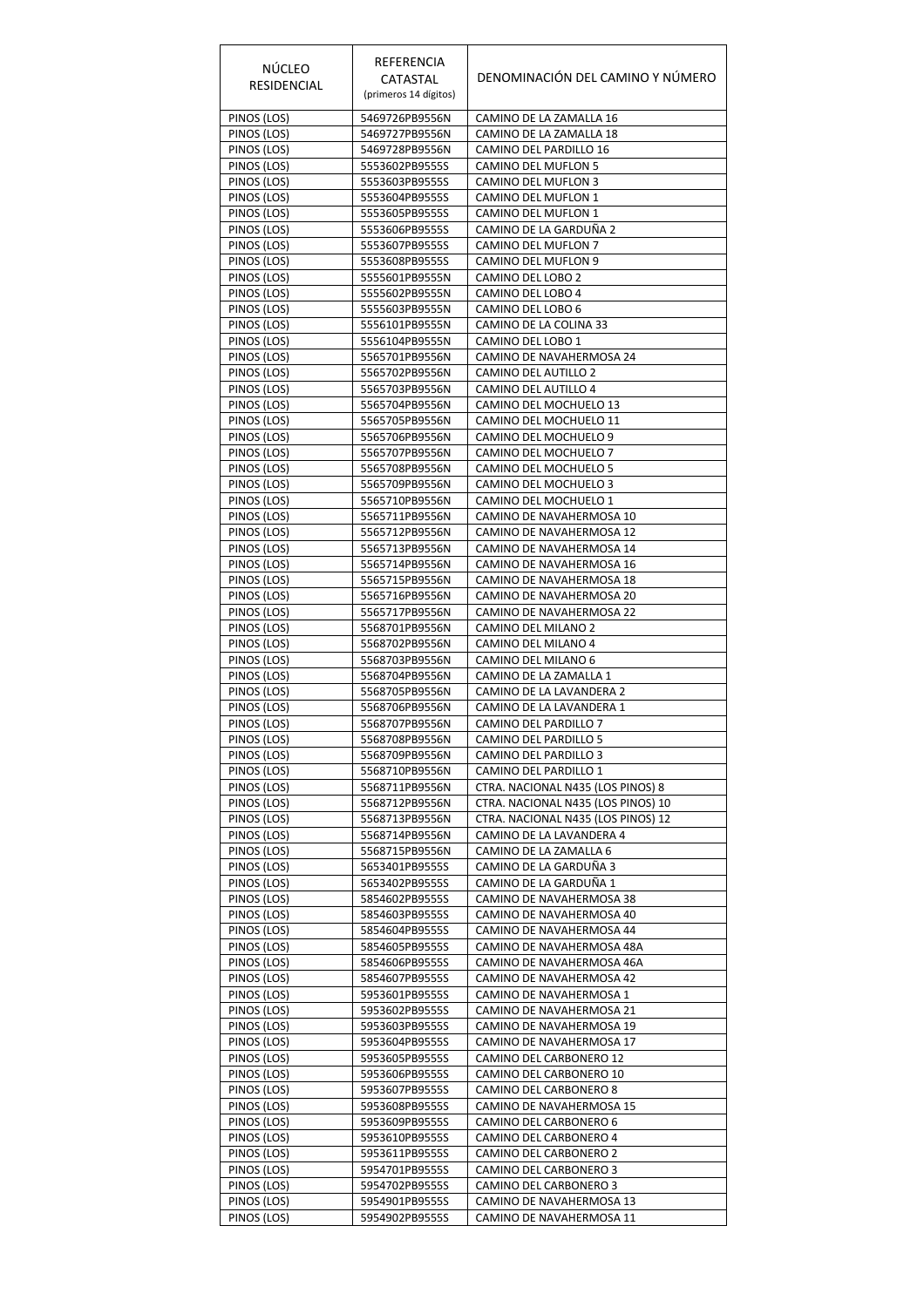| NÚCLEO RESIDENCIAL | REFERENCIA CATASTAL (primeros 14 dígitos) | DENOMINACIÓN DEL CAMINO Y NÚMERO |
|---|---|---|
| PINOS (LOS) | 5469726PB9556N | CAMINO DE LA ZAMALLA 16 |
| PINOS (LOS) | 5469727PB9556N | CAMINO DE LA ZAMALLA 18 |
| PINOS (LOS) | 5469728PB9556N | CAMINO DEL PARDILLO 16 |
| PINOS (LOS) | 5553602PB9555S | CAMINO DEL MUFLON 5 |
| PINOS (LOS) | 5553603PB9555S | CAMINO DEL MUFLON 3 |
| PINOS (LOS) | 5553604PB9555S | CAMINO DEL MUFLON 1 |
| PINOS (LOS) | 5553605PB9555S | CAMINO DEL MUFLON 1 |
| PINOS (LOS) | 5553606PB9555S | CAMINO DE LA GARDUÑA 2 |
| PINOS (LOS) | 5553607PB9555S | CAMINO DEL MUFLON 7 |
| PINOS (LOS) | 5553608PB9555S | CAMINO DEL MUFLON 9 |
| PINOS (LOS) | 5555601PB9555N | CAMINO DEL LOBO 2 |
| PINOS (LOS) | 5555602PB9555N | CAMINO DEL LOBO 4 |
| PINOS (LOS) | 5555603PB9555N | CAMINO DEL LOBO 6 |
| PINOS (LOS) | 5556101PB9555N | CAMINO DE LA COLINA 33 |
| PINOS (LOS) | 5556104PB9555N | CAMINO DEL LOBO 1 |
| PINOS (LOS) | 5565701PB9556N | CAMINO DE NAVAHERMOSA 24 |
| PINOS (LOS) | 5565702PB9556N | CAMINO DEL AUTILLO 2 |
| PINOS (LOS) | 5565703PB9556N | CAMINO DEL AUTILLO 4 |
| PINOS (LOS) | 5565704PB9556N | CAMINO DEL MOCHUELO 13 |
| PINOS (LOS) | 5565705PB9556N | CAMINO DEL MOCHUELO 11 |
| PINOS (LOS) | 5565706PB9556N | CAMINO DEL MOCHUELO 9 |
| PINOS (LOS) | 5565707PB9556N | CAMINO DEL MOCHUELO 7 |
| PINOS (LOS) | 5565708PB9556N | CAMINO DEL MOCHUELO 5 |
| PINOS (LOS) | 5565709PB9556N | CAMINO DEL MOCHUELO 3 |
| PINOS (LOS) | 5565710PB9556N | CAMINO DEL MOCHUELO 1 |
| PINOS (LOS) | 5565711PB9556N | CAMINO DE NAVAHERMOSA 10 |
| PINOS (LOS) | 5565712PB9556N | CAMINO DE NAVAHERMOSA 12 |
| PINOS (LOS) | 5565713PB9556N | CAMINO DE NAVAHERMOSA 14 |
| PINOS (LOS) | 5565714PB9556N | CAMINO DE NAVAHERMOSA 16 |
| PINOS (LOS) | 5565715PB9556N | CAMINO DE NAVAHERMOSA 18 |
| PINOS (LOS) | 5565716PB9556N | CAMINO DE NAVAHERMOSA 20 |
| PINOS (LOS) | 5565717PB9556N | CAMINO DE NAVAHERMOSA 22 |
| PINOS (LOS) | 5568701PB9556N | CAMINO DEL MILANO 2 |
| PINOS (LOS) | 5568702PB9556N | CAMINO DEL MILANO 4 |
| PINOS (LOS) | 5568703PB9556N | CAMINO DEL MILANO 6 |
| PINOS (LOS) | 5568704PB9556N | CAMINO DE LA ZAMALLA 1 |
| PINOS (LOS) | 5568705PB9556N | CAMINO DE LA LAVANDERA 2 |
| PINOS (LOS) | 5568706PB9556N | CAMINO DE LA LAVANDERA 1 |
| PINOS (LOS) | 5568707PB9556N | CAMINO DEL PARDILLO 7 |
| PINOS (LOS) | 5568708PB9556N | CAMINO DEL PARDILLO 5 |
| PINOS (LOS) | 5568709PB9556N | CAMINO DEL PARDILLO 3 |
| PINOS (LOS) | 5568710PB9556N | CAMINO DEL PARDILLO 1 |
| PINOS (LOS) | 5568711PB9556N | CTRA. NACIONAL N435 (LOS PINOS) 8 |
| PINOS (LOS) | 5568712PB9556N | CTRA. NACIONAL N435 (LOS PINOS) 10 |
| PINOS (LOS) | 5568713PB9556N | CTRA. NACIONAL N435 (LOS PINOS) 12 |
| PINOS (LOS) | 5568714PB9556N | CAMINO DE LA LAVANDERA 4 |
| PINOS (LOS) | 5568715PB9556N | CAMINO DE LA ZAMALLA 6 |
| PINOS (LOS) | 5653401PB9555S | CAMINO DE LA GARDUÑA 3 |
| PINOS (LOS) | 5653402PB9555S | CAMINO DE LA GARDUÑA 1 |
| PINOS (LOS) | 5854602PB9555S | CAMINO DE NAVAHERMOSA 38 |
| PINOS (LOS) | 5854603PB9555S | CAMINO DE NAVAHERMOSA 40 |
| PINOS (LOS) | 5854604PB9555S | CAMINO DE NAVAHERMOSA 44 |
| PINOS (LOS) | 5854605PB9555S | CAMINO DE NAVAHERMOSA 48A |
| PINOS (LOS) | 5854606PB9555S | CAMINO DE NAVAHERMOSA 46A |
| PINOS (LOS) | 5854607PB9555S | CAMINO DE NAVAHERMOSA 42 |
| PINOS (LOS) | 5953601PB9555S | CAMINO DE NAVAHERMOSA 1 |
| PINOS (LOS) | 5953602PB9555S | CAMINO DE NAVAHERMOSA 21 |
| PINOS (LOS) | 5953603PB9555S | CAMINO DE NAVAHERMOSA 19 |
| PINOS (LOS) | 5953604PB9555S | CAMINO DE NAVAHERMOSA 17 |
| PINOS (LOS) | 5953605PB9555S | CAMINO DEL CARBONERO 12 |
| PINOS (LOS) | 5953606PB9555S | CAMINO DEL CARBONERO 10 |
| PINOS (LOS) | 5953607PB9555S | CAMINO DEL CARBONERO 8 |
| PINOS (LOS) | 5953608PB9555S | CAMINO DE NAVAHERMOSA 15 |
| PINOS (LOS) | 5953609PB9555S | CAMINO DEL CARBONERO 6 |
| PINOS (LOS) | 5953610PB9555S | CAMINO DEL CARBONERO 4 |
| PINOS (LOS) | 5953611PB9555S | CAMINO DEL CARBONERO 2 |
| PINOS (LOS) | 5954701PB9555S | CAMINO DEL CARBONERO 3 |
| PINOS (LOS) | 5954702PB9555S | CAMINO DEL CARBONERO 3 |
| PINOS (LOS) | 5954901PB9555S | CAMINO DE NAVAHERMOSA 13 |
| PINOS (LOS) | 5954902PB9555S | CAMINO DE NAVAHERMOSA 11 |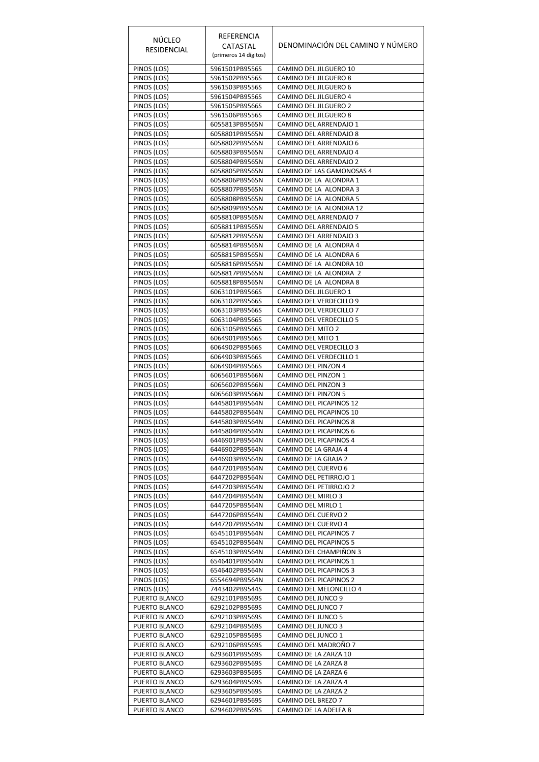| NÚCLEO RESIDENCIAL | REFERENCIA CATASTAL (primeros 14 dígitos) | DENOMINACIÓN DEL CAMINO Y NÚMERO |
|---|---|---|
| PINOS (LOS) | 5961501PB9556S | CAMINO DEL JILGUERO 10 |
| PINOS (LOS) | 5961502PB9556S | CAMINO DEL JILGUERO 8 |
| PINOS (LOS) | 5961503PB9556S | CAMINO DEL JILGUERO 6 |
| PINOS (LOS) | 5961504PB9556S | CAMINO DEL JILGUERO 4 |
| PINOS (LOS) | 5961505PB9566S | CAMINO DEL JILGUERO 2 |
| PINOS (LOS) | 5961506PB9556S | CAMINO DEL JILGUERO 8 |
| PINOS (LOS) | 6055813PB9565N | CAMINO DEL ARRENDAJO 1 |
| PINOS (LOS) | 6058801PB9565N | CAMINO DEL ARRENDAJO 8 |
| PINOS (LOS) | 6058802PB9565N | CAMINO DEL ARRENDAJO 6 |
| PINOS (LOS) | 6058803PB9565N | CAMINO DEL ARRENDAJO 4 |
| PINOS (LOS) | 6058804PB9565N | CAMINO DEL ARRENDAJO 2 |
| PINOS (LOS) | 6058805PB9565N | CAMINO DE LAS GAMONOSAS 4 |
| PINOS (LOS) | 6058806PB9565N | CAMINO DE LA ALONDRA 1 |
| PINOS (LOS) | 6058807PB9565N | CAMINO DE LA ALONDRA 3 |
| PINOS (LOS) | 6058808PB9565N | CAMINO DE LA ALONDRA 5 |
| PINOS (LOS) | 6058809PB9565N | CAMINO DE LA ALONDRA 12 |
| PINOS (LOS) | 6058810PB9565N | CAMINO DEL ARRENDAJO 7 |
| PINOS (LOS) | 6058811PB9565N | CAMINO DEL ARRENDAJO 5 |
| PINOS (LOS) | 6058812PB9565N | CAMINO DEL ARRENDAJO 3 |
| PINOS (LOS) | 6058814PB9565N | CAMINO DE LA ALONDRA 4 |
| PINOS (LOS) | 6058815PB9565N | CAMINO DE LA ALONDRA 6 |
| PINOS (LOS) | 6058816PB9565N | CAMINO DE LA ALONDRA 10 |
| PINOS (LOS) | 6058817PB9565N | CAMINO DE LA ALONDRA 2 |
| PINOS (LOS) | 6058818PB9565N | CAMINO DE LA ALONDRA 8 |
| PINOS (LOS) | 6063101PB9566S | CAMINO DEL JILGUERO 1 |
| PINOS (LOS) | 6063102PB9566S | CAMINO DEL VERDECILLO 9 |
| PINOS (LOS) | 6063103PB9566S | CAMINO DEL VERDECILLO 7 |
| PINOS (LOS) | 6063104PB9566S | CAMINO DEL VERDECILLO 5 |
| PINOS (LOS) | 6063105PB9566S | CAMINO DEL MITO 2 |
| PINOS (LOS) | 6064901PB9566S | CAMINO DEL MITO 1 |
| PINOS (LOS) | 6064902PB9566S | CAMINO DEL VERDECILLO 3 |
| PINOS (LOS) | 6064903PB9566S | CAMINO DEL VERDECILLO 1 |
| PINOS (LOS) | 6064904PB9566S | CAMINO DEL PINZON 4 |
| PINOS (LOS) | 6065601PB9566N | CAMINO DEL PINZON 1 |
| PINOS (LOS) | 6065602PB9566N | CAMINO DEL PINZON 3 |
| PINOS (LOS) | 6065603PB9566N | CAMINO DEL PINZON 5 |
| PINOS (LOS) | 6445801PB9564N | CAMINO DEL PICAPINOS 12 |
| PINOS (LOS) | 6445802PB9564N | CAMINO DEL PICAPINOS 10 |
| PINOS (LOS) | 6445803PB9564N | CAMINO DEL PICAPINOS 8 |
| PINOS (LOS) | 6445804PB9564N | CAMINO DEL PICAPINOS 6 |
| PINOS (LOS) | 6446901PB9564N | CAMINO DEL PICAPINOS 4 |
| PINOS (LOS) | 6446902PB9564N | CAMINO DE LA GRAJA 4 |
| PINOS (LOS) | 6446903PB9564N | CAMINO DE LA GRAJA 2 |
| PINOS (LOS) | 6447201PB9564N | CAMINO DEL CUERVO 6 |
| PINOS (LOS) | 6447202PB9564N | CAMINO DEL PETIRROJO 1 |
| PINOS (LOS) | 6447203PB9564N | CAMINO DEL PETIRROJO 2 |
| PINOS (LOS) | 6447204PB9564N | CAMINO DEL MIRLO 3 |
| PINOS (LOS) | 6447205PB9564N | CAMINO DEL MIRLO 1 |
| PINOS (LOS) | 6447206PB9564N | CAMINO DEL CUERVO 2 |
| PINOS (LOS) | 6447207PB9564N | CAMINO DEL CUERVO 4 |
| PINOS (LOS) | 6545101PB9564N | CAMINO DEL PICAPINOS 7 |
| PINOS (LOS) | 6545102PB9564N | CAMINO DEL PICAPINOS 5 |
| PINOS (LOS) | 6545103PB9564N | CAMINO DEL CHAMPIÑON 3 |
| PINOS (LOS) | 6546401PB9564N | CAMINO DEL PICAPINOS 1 |
| PINOS (LOS) | 6546402PB9564N | CAMINO DEL PICAPINOS 3 |
| PINOS (LOS) | 6554694PB9564N | CAMINO DEL PICAPINOS 2 |
| PINOS (LOS) | 7443402PB9544S | CAMINO DEL MELONCILLO 4 |
| PUERTO BLANCO | 6292101PB9569S | CAMINO DEL JUNCO 9 |
| PUERTO BLANCO | 6292102PB9569S | CAMINO DEL JUNCO 7 |
| PUERTO BLANCO | 6292103PB9569S | CAMINO DEL JUNCO 5 |
| PUERTO BLANCO | 6292104PB9569S | CAMINO DEL JUNCO 3 |
| PUERTO BLANCO | 6292105PB9569S | CAMINO DEL JUNCO 1 |
| PUERTO BLANCO | 6292106PB9569S | CAMINO DEL MADROÑO 7 |
| PUERTO BLANCO | 6293601PB9569S | CAMINO DE LA ZARZA 10 |
| PUERTO BLANCO | 6293602PB9569S | CAMINO DE LA ZARZA 8 |
| PUERTO BLANCO | 6293603PB9569S | CAMINO DE LA ZARZA 6 |
| PUERTO BLANCO | 6293604PB9569S | CAMINO DE LA ZARZA 4 |
| PUERTO BLANCO | 6293605PB9569S | CAMINO DE LA ZARZA 2 |
| PUERTO BLANCO | 6294601PB9569S | CAMINO DEL BREZO 7 |
| PUERTO BLANCO | 6294602PB9569S | CAMINO DE LA ADELFA 8 |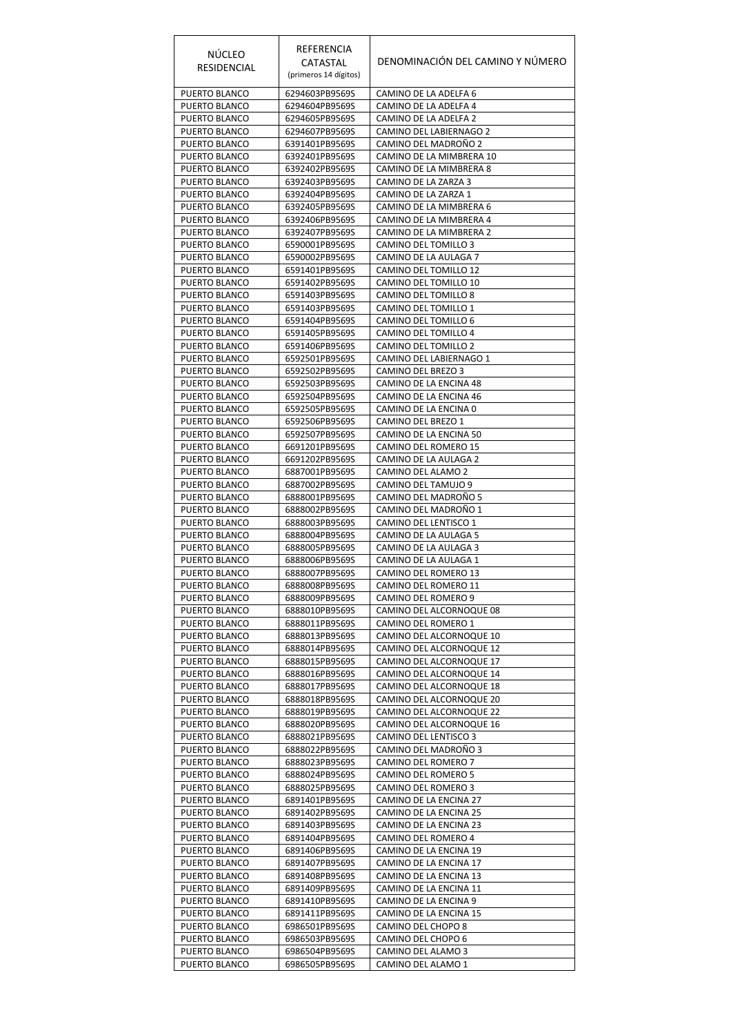| NÚCLEO RESIDENCIAL | REFERENCIA CATASTAL (primeros 14 dígitos) | DENOMINACIÓN DEL CAMINO Y NÚMERO |
|---|---|---|
| PUERTO BLANCO | 6294603PB9569S | CAMINO DE LA ADELFA 6 |
| PUERTO BLANCO | 6294604PB9569S | CAMINO DE LA ADELFA 4 |
| PUERTO BLANCO | 6294605PB9569S | CAMINO DE LA ADELFA 2 |
| PUERTO BLANCO | 6294607PB9569S | CAMINO DEL LABIERNAGO 2 |
| PUERTO BLANCO | 6391401PB9569S | CAMINO DEL MADROÑO 2 |
| PUERTO BLANCO | 6392401PB9569S | CAMINO DE LA MIMBRERA 10 |
| PUERTO BLANCO | 6392402PB9569S | CAMINO DE LA MIMBRERA 8 |
| PUERTO BLANCO | 6392403PB9569S | CAMINO DE LA ZARZA 3 |
| PUERTO BLANCO | 6392404PB9569S | CAMINO DE LA ZARZA 1 |
| PUERTO BLANCO | 6392405PB9569S | CAMINO DE LA MIMBRERA 6 |
| PUERTO BLANCO | 6392406PB9569S | CAMINO DE LA MIMBRERA 4 |
| PUERTO BLANCO | 6392407PB9569S | CAMINO DE LA MIMBRERA 2 |
| PUERTO BLANCO | 6590001PB9569S | CAMINO DEL TOMILLO 3 |
| PUERTO BLANCO | 6590002PB9569S | CAMINO DE LA AULAGA 7 |
| PUERTO BLANCO | 6591401PB9569S | CAMINO DEL TOMILLO 12 |
| PUERTO BLANCO | 6591402PB9569S | CAMINO DEL TOMILLO 10 |
| PUERTO BLANCO | 6591403PB9569S | CAMINO DEL TOMILLO 8 |
| PUERTO BLANCO | 6591403PB9569S | CAMINO DEL TOMILLO 1 |
| PUERTO BLANCO | 6591404PB9569S | CAMINO DEL TOMILLO 6 |
| PUERTO BLANCO | 6591405PB9569S | CAMINO DEL TOMILLO 4 |
| PUERTO BLANCO | 6591406PB9569S | CAMINO DEL TOMILLO 2 |
| PUERTO BLANCO | 6592501PB9569S | CAMINO DEL LABIERNAGO 1 |
| PUERTO BLANCO | 6592502PB9569S | CAMINO DEL BREZO 3 |
| PUERTO BLANCO | 6592503PB9569S | CAMINO DE LA ENCINA 48 |
| PUERTO BLANCO | 6592504PB9569S | CAMINO DE LA ENCINA 46 |
| PUERTO BLANCO | 6592505PB9569S | CAMINO DE LA ENCINA 0 |
| PUERTO BLANCO | 6592506PB9569S | CAMINO DEL BREZO 1 |
| PUERTO BLANCO | 6592507PB9569S | CAMINO DE LA ENCINA 50 |
| PUERTO BLANCO | 6691201PB9569S | CAMINO DEL ROMERO 15 |
| PUERTO BLANCO | 6691202PB9569S | CAMINO DE LA AULAGA 2 |
| PUERTO BLANCO | 6887001PB9569S | CAMINO DEL ALAMO 2 |
| PUERTO BLANCO | 6887002PB9569S | CAMINO DEL TAMUJO 9 |
| PUERTO BLANCO | 6888001PB9569S | CAMINO DEL MADROÑO 5 |
| PUERTO BLANCO | 6888002PB9569S | CAMINO DEL MADROÑO 1 |
| PUERTO BLANCO | 6888003PB9569S | CAMINO DEL LENTISCO 1 |
| PUERTO BLANCO | 6888004PB9569S | CAMINO DE LA AULAGA 5 |
| PUERTO BLANCO | 6888005PB9569S | CAMINO DE LA AULAGA 3 |
| PUERTO BLANCO | 6888006PB9569S | CAMINO DE LA AULAGA 1 |
| PUERTO BLANCO | 6888007PB9569S | CAMINO DEL ROMERO 13 |
| PUERTO BLANCO | 6888008PB9569S | CAMINO DEL ROMERO 11 |
| PUERTO BLANCO | 6888009PB9569S | CAMINO DEL ROMERO 9 |
| PUERTO BLANCO | 6888010PB9569S | CAMINO DEL ALCORNOQUE 08 |
| PUERTO BLANCO | 6888011PB9569S | CAMINO DEL ROMERO 1 |
| PUERTO BLANCO | 6888013PB9569S | CAMINO DEL ALCORNOQUE 10 |
| PUERTO BLANCO | 6888014PB9569S | CAMINO DEL ALCORNOQUE 12 |
| PUERTO BLANCO | 6888015PB9569S | CAMINO DEL ALCORNOQUE 17 |
| PUERTO BLANCO | 6888016PB9569S | CAMINO DEL ALCORNOQUE 14 |
| PUERTO BLANCO | 6888017PB9569S | CAMINO DEL ALCORNOQUE 18 |
| PUERTO BLANCO | 6888018PB9569S | CAMINO DEL ALCORNOQUE 20 |
| PUERTO BLANCO | 6888019PB9569S | CAMINO DEL ALCORNOQUE 22 |
| PUERTO BLANCO | 6888020PB9569S | CAMINO DEL ALCORNOQUE 16 |
| PUERTO BLANCO | 6888021PB9569S | CAMINO DEL LENTISCO 3 |
| PUERTO BLANCO | 6888022PB9569S | CAMINO DEL MADROÑO 3 |
| PUERTO BLANCO | 6888023PB9569S | CAMINO DEL ROMERO 7 |
| PUERTO BLANCO | 6888024PB9569S | CAMINO DEL ROMERO 5 |
| PUERTO BLANCO | 6888025PB9569S | CAMINO DEL ROMERO 3 |
| PUERTO BLANCO | 6891401PB9569S | CAMINO DE LA ENCINA 27 |
| PUERTO BLANCO | 6891402PB9569S | CAMINO DE LA ENCINA 25 |
| PUERTO BLANCO | 6891403PB9569S | CAMINO DE LA ENCINA 23 |
| PUERTO BLANCO | 6891404PB9569S | CAMINO DEL ROMERO 4 |
| PUERTO BLANCO | 6891406PB9569S | CAMINO DE LA ENCINA 19 |
| PUERTO BLANCO | 6891407PB9569S | CAMINO DE LA ENCINA 17 |
| PUERTO BLANCO | 6891408PB9569S | CAMINO DE LA ENCINA 13 |
| PUERTO BLANCO | 6891409PB9569S | CAMINO DE LA ENCINA 11 |
| PUERTO BLANCO | 6891410PB9569S | CAMINO DE LA ENCINA 9 |
| PUERTO BLANCO | 6891411PB9569S | CAMINO DE LA ENCINA 15 |
| PUERTO BLANCO | 6986501PB9569S | CAMINO DEL CHOPO 8 |
| PUERTO BLANCO | 6986503PB9569S | CAMINO DEL CHOPO 6 |
| PUERTO BLANCO | 6986504PB9569S | CAMINO DEL ALAMO 3 |
| PUERTO BLANCO | 6986505PB9569S | CAMINO DEL ALAMO 1 |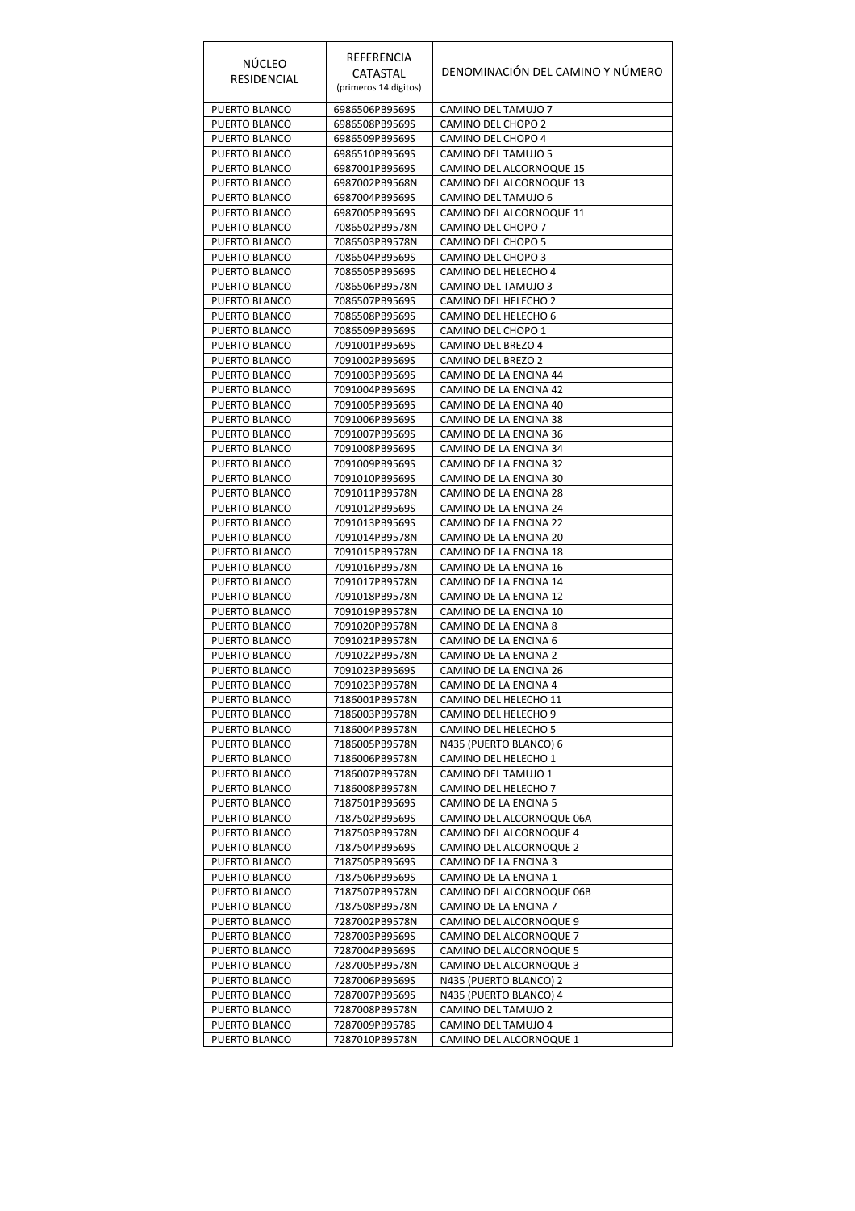| NÚCLEO RESIDENCIAL | REFERENCIA CATASTAL (primeros 14 dígitos) | DENOMINACIÓN DEL CAMINO Y NÚMERO |
|---|---|---|
| PUERTO BLANCO | 6986506PB9569S | CAMINO DEL TAMUJO 7 |
| PUERTO BLANCO | 6986508PB9569S | CAMINO DEL CHOPO 2 |
| PUERTO BLANCO | 6986509PB9569S | CAMINO DEL CHOPO 4 |
| PUERTO BLANCO | 6986510PB9569S | CAMINO DEL TAMUJO 5 |
| PUERTO BLANCO | 6987001PB9569S | CAMINO DEL ALCORNOQUE 15 |
| PUERTO BLANCO | 6987002PB9568N | CAMINO DEL ALCORNOQUE 13 |
| PUERTO BLANCO | 6987004PB9569S | CAMINO DEL TAMUJO 6 |
| PUERTO BLANCO | 6987005PB9569S | CAMINO DEL ALCORNOQUE 11 |
| PUERTO BLANCO | 7086502PB9578N | CAMINO DEL CHOPO 7 |
| PUERTO BLANCO | 7086503PB9578N | CAMINO DEL CHOPO 5 |
| PUERTO BLANCO | 7086504PB9569S | CAMINO DEL CHOPO 3 |
| PUERTO BLANCO | 7086505PB9569S | CAMINO DEL HELECHO 4 |
| PUERTO BLANCO | 7086506PB9578N | CAMINO DEL TAMUJO 3 |
| PUERTO BLANCO | 7086507PB9569S | CAMINO DEL HELECHO 2 |
| PUERTO BLANCO | 7086508PB9569S | CAMINO DEL HELECHO 6 |
| PUERTO BLANCO | 7086509PB9569S | CAMINO DEL CHOPO 1 |
| PUERTO BLANCO | 7091001PB9569S | CAMINO DEL BREZO 4 |
| PUERTO BLANCO | 7091002PB9569S | CAMINO DEL BREZO 2 |
| PUERTO BLANCO | 7091003PB9569S | CAMINO DE LA ENCINA 44 |
| PUERTO BLANCO | 7091004PB9569S | CAMINO DE LA ENCINA 42 |
| PUERTO BLANCO | 7091005PB9569S | CAMINO DE LA ENCINA 40 |
| PUERTO BLANCO | 7091006PB9569S | CAMINO DE LA ENCINA 38 |
| PUERTO BLANCO | 7091007PB9569S | CAMINO DE LA ENCINA 36 |
| PUERTO BLANCO | 7091008PB9569S | CAMINO DE LA ENCINA 34 |
| PUERTO BLANCO | 7091009PB9569S | CAMINO DE LA ENCINA 32 |
| PUERTO BLANCO | 7091010PB9569S | CAMINO DE LA ENCINA 30 |
| PUERTO BLANCO | 7091011PB9578N | CAMINO DE LA ENCINA 28 |
| PUERTO BLANCO | 7091012PB9569S | CAMINO DE LA ENCINA 24 |
| PUERTO BLANCO | 7091013PB9569S | CAMINO DE LA ENCINA 22 |
| PUERTO BLANCO | 7091014PB9578N | CAMINO DE LA ENCINA 20 |
| PUERTO BLANCO | 7091015PB9578N | CAMINO DE LA ENCINA 18 |
| PUERTO BLANCO | 7091016PB9578N | CAMINO DE LA ENCINA 16 |
| PUERTO BLANCO | 7091017PB9578N | CAMINO DE LA ENCINA 14 |
| PUERTO BLANCO | 7091018PB9578N | CAMINO DE LA ENCINA 12 |
| PUERTO BLANCO | 7091019PB9578N | CAMINO DE LA ENCINA 10 |
| PUERTO BLANCO | 7091020PB9578N | CAMINO DE LA ENCINA 8 |
| PUERTO BLANCO | 7091021PB9578N | CAMINO DE LA ENCINA 6 |
| PUERTO BLANCO | 7091022PB9578N | CAMINO DE LA ENCINA 2 |
| PUERTO BLANCO | 7091023PB9569S | CAMINO DE LA ENCINA 26 |
| PUERTO BLANCO | 7091023PB9578N | CAMINO DE LA ENCINA 4 |
| PUERTO BLANCO | 7186001PB9578N | CAMINO DEL HELECHO 11 |
| PUERTO BLANCO | 7186003PB9578N | CAMINO DEL HELECHO 9 |
| PUERTO BLANCO | 7186004PB9578N | CAMINO DEL HELECHO 5 |
| PUERTO BLANCO | 7186005PB9578N | N435 (PUERTO BLANCO) 6 |
| PUERTO BLANCO | 7186006PB9578N | CAMINO DEL HELECHO 1 |
| PUERTO BLANCO | 7186007PB9578N | CAMINO DEL TAMUJO 1 |
| PUERTO BLANCO | 7186008PB9578N | CAMINO DEL HELECHO 7 |
| PUERTO BLANCO | 7187501PB9569S | CAMINO DE LA ENCINA 5 |
| PUERTO BLANCO | 7187502PB9569S | CAMINO DEL ALCORNOQUE 06A |
| PUERTO BLANCO | 7187503PB9578N | CAMINO DEL ALCORNOQUE 4 |
| PUERTO BLANCO | 7187504PB9569S | CAMINO DEL ALCORNOQUE 2 |
| PUERTO BLANCO | 7187505PB9569S | CAMINO DE LA ENCINA 3 |
| PUERTO BLANCO | 7187506PB9569S | CAMINO DE LA ENCINA 1 |
| PUERTO BLANCO | 7187507PB9578N | CAMINO DEL ALCORNOQUE 06B |
| PUERTO BLANCO | 7187508PB9578N | CAMINO DE LA ENCINA 7 |
| PUERTO BLANCO | 7287002PB9578N | CAMINO DEL ALCORNOQUE 9 |
| PUERTO BLANCO | 7287003PB9569S | CAMINO DEL ALCORNOQUE 7 |
| PUERTO BLANCO | 7287004PB9569S | CAMINO DEL ALCORNOQUE 5 |
| PUERTO BLANCO | 7287005PB9578N | CAMINO DEL ALCORNOQUE 3 |
| PUERTO BLANCO | 7287006PB9569S | N435 (PUERTO BLANCO) 2 |
| PUERTO BLANCO | 7287007PB9569S | N435 (PUERTO BLANCO) 4 |
| PUERTO BLANCO | 7287008PB9578N | CAMINO DEL TAMUJO 2 |
| PUERTO BLANCO | 7287009PB9578S | CAMINO DEL TAMUJO 4 |
| PUERTO BLANCO | 7287010PB9578N | CAMINO DEL ALCORNOQUE 1 |